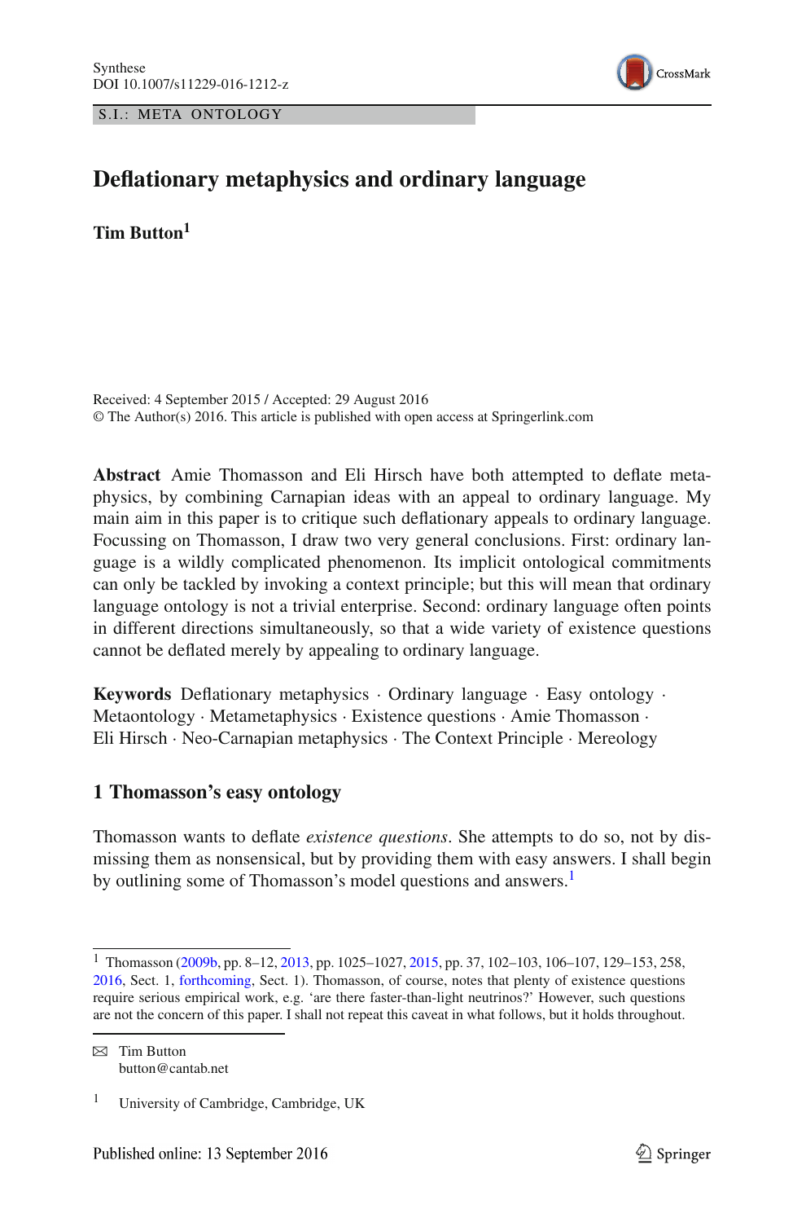S.I.: META ONTOLOGY

# Deflationary metaphysics and ordinary language

**Tim Button**[1]

Received: 4 September 2015 / Accepted: 29 August 2016
© The Author(s) 2016. This article is published with open access at Springerlink.com

**Abstract** Amie Thomasson and Eli Hirsch have both attempted to deflate metaphysics, by combining Carnapian ideas with an appeal to ordinary language. My main aim in this paper is to critique such deflationary appeals to ordinary language. Focussing on Thomasson, I draw two very general conclusions. First: ordinary language is a wildly complicated phenomenon. Its implicit ontological commitments can only be tackled by invoking a context principle; but this will mean that ordinary language ontology is not a trivial enterprise. Second: ordinary language often points in different directions simultaneously, so that a wide variety of existence questions cannot be deflated merely by appealing to ordinary language.

**Keywords** Deflationary metaphysics · Ordinary language · Easy ontology · Metaontology · Metametaphysics · Existence questions · Amie Thomasson · Eli Hirsch · Neo-Carnapian metaphysics · The Context Principle · Mereology

## 1 Thomasson's easy ontology

Thomasson wants to deflate *existence questions*. She attempts to do so, not by dismissing them as nonsensical, but by providing them with easy answers. I shall begin by outlining some of Thomasson's model questions and answers.[1]

---

[1] Thomasson (2009b, pp. 8–12, 2013, pp. 1025–1027, 2015, pp. 37, 102–103, 106–107, 129–153, 258, 2016, Sect. 1, forthcoming, Sect. 1). Thomasson, of course, notes that plenty of existence questions require serious empirical work, e.g. 'are there faster-than-light neutrinos?' However, such questions are not the concern of this paper. I shall not repeat this caveat in what follows, but it holds throughout.

✉ Tim Button
button@cantab.net

[1] University of Cambridge, Cambridge, UK

Published online: 13 September 2016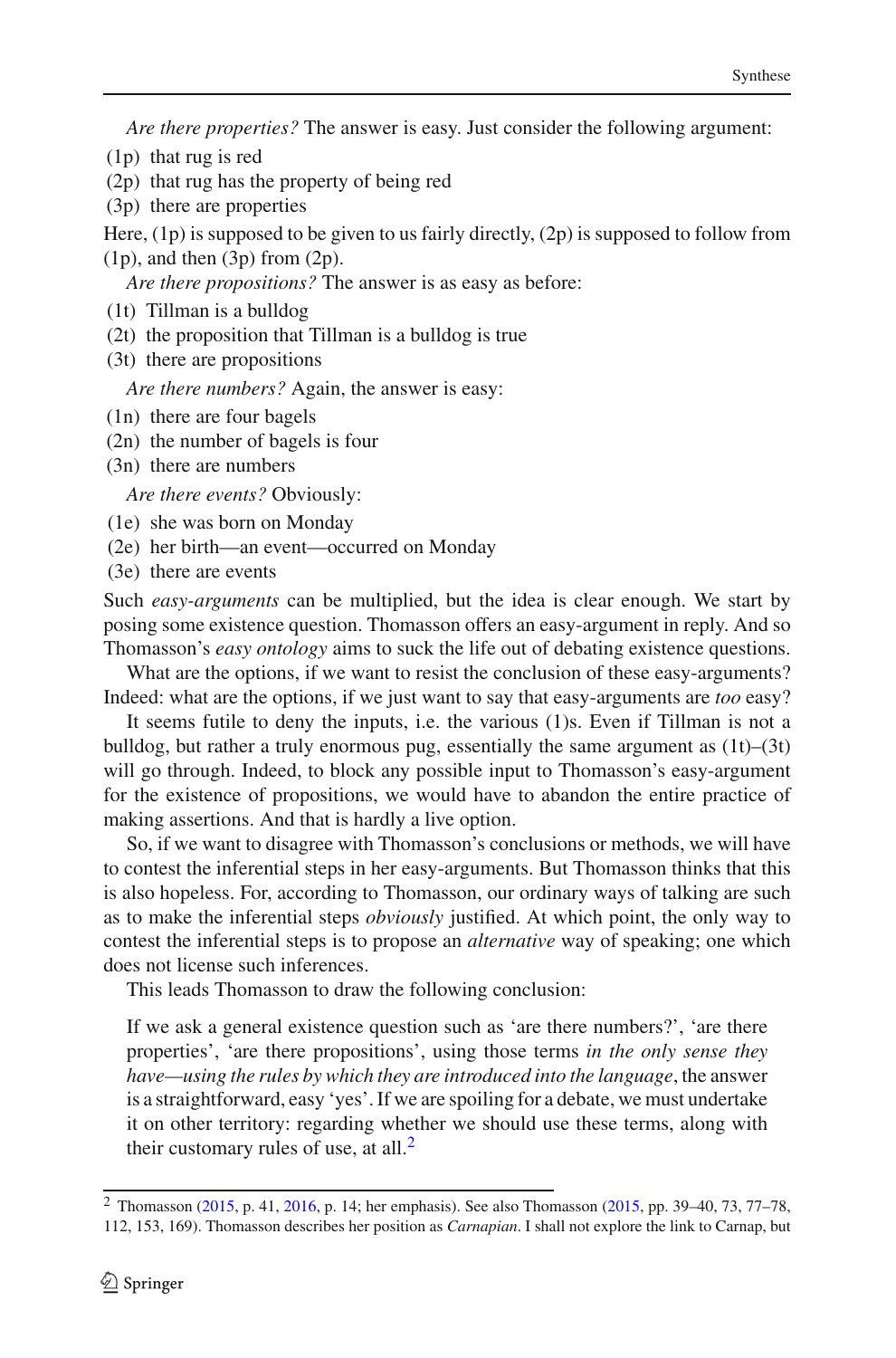*Are there properties?* The answer is easy. Just consider the following argument:

(1p) that rug is red
(2p) that rug has the property of being red
(3p) there are properties

Here, (1p) is supposed to be given to us fairly directly, (2p) is supposed to follow from (1p), and then (3p) from (2p).

*Are there propositions?* The answer is as easy as before:

(1t) Tillman is a bulldog
(2t) the proposition that Tillman is a bulldog is true
(3t) there are propositions

*Are there numbers?* Again, the answer is easy:

(1n) there are four bagels
(2n) the number of bagels is four
(3n) there are numbers

*Are there events?* Obviously:

(1e) she was born on Monday
(2e) her birth—an event—occurred on Monday
(3e) there are events

Such *easy-arguments* can be multiplied, but the idea is clear enough. We start by posing some existence question. Thomasson offers an easy-argument in reply. And so Thomasson's *easy ontology* aims to suck the life out of debating existence questions.

What are the options, if we want to resist the conclusion of these easy-arguments? Indeed: what are the options, if we just want to say that easy-arguments are *too* easy?

It seems futile to deny the inputs, i.e. the various (1)s. Even if Tillman is not a bulldog, but rather a truly enormous pug, essentially the same argument as (1t)–(3t) will go through. Indeed, to block any possible input to Thomasson's easy-argument for the existence of propositions, we would have to abandon the entire practice of making assertions. And that is hardly a live option.

So, if we want to disagree with Thomasson's conclusions or methods, we will have to contest the inferential steps in her easy-arguments. But Thomasson thinks that this is also hopeless. For, according to Thomasson, our ordinary ways of talking are such as to make the inferential steps *obviously* justified. At which point, the only way to contest the inferential steps is to propose an *alternative* way of speaking; one which does not license such inferences.

This leads Thomasson to draw the following conclusion:

> If we ask a general existence question such as 'are there numbers?', 'are there properties', 'are there propositions', using those terms *in the only sense they have—using the rules by which they are introduced into the language*, the answer is a straightforward, easy 'yes'. If we are spoiling for a debate, we must undertake it on other territory: regarding whether we should use these terms, along with their customary rules of use, at all.[2]

[2] Thomasson (2015, p. 41, 2016, p. 14; her emphasis). See also Thomasson (2015, pp. 39–40, 73, 77–78, 112, 153, 169). Thomasson describes her position as *Carnapian*. I shall not explore the link to Carnap, but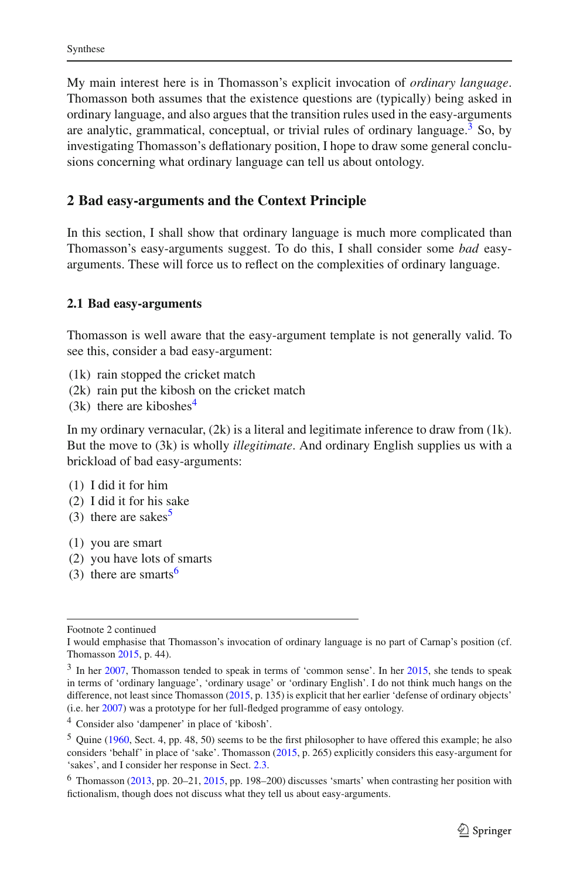My main interest here is in Thomasson's explicit invocation of *ordinary language*. Thomasson both assumes that the existence questions are (typically) being asked in ordinary language, and also argues that the transition rules used in the easy-arguments are analytic, grammatical, conceptual, or trivial rules of ordinary language.[3] So, by investigating Thomasson's deflationary position, I hope to draw some general conclusions concerning what ordinary language can tell us about ontology.

## 2 Bad easy-arguments and the Context Principle

In this section, I shall show that ordinary language is much more complicated than Thomasson's easy-arguments suggest. To do this, I shall consider some *bad* easy-arguments. These will force us to reflect on the complexities of ordinary language.

### 2.1 Bad easy-arguments

Thomasson is well aware that the easy-argument template is not generally valid. To see this, consider a bad easy-argument:

(1k) rain stopped the cricket match
(2k) rain put the kibosh on the cricket match
(3k) there are kiboshes[4]

In my ordinary vernacular, (2k) is a literal and legitimate inference to draw from (1k). But the move to (3k) is wholly *illegitimate*. And ordinary English supplies us with a brickload of bad easy-arguments:

(1) I did it for him
(2) I did it for his sake
(3) there are sakes[5]

(1) you are smart
(2) you have lots of smarts
(3) there are smarts[6]

---

Footnote 2 continued
I would emphasise that Thomasson's invocation of ordinary language is no part of Carnap's position (cf. Thomasson 2015, p. 44).

[3] In her 2007, Thomasson tended to speak in terms of 'common sense'. In her 2015, she tends to speak in terms of 'ordinary language', 'ordinary usage' or 'ordinary English'. I do not think much hangs on the difference, not least since Thomasson (2015, p. 135) is explicit that her earlier 'defense of ordinary objects' (i.e. her 2007) was a prototype for her full-fledged programme of easy ontology.

[4] Consider also 'dampener' in place of 'kibosh'.

[5] Quine (1960, Sect. 4, pp. 48, 50) seems to be the first philosopher to have offered this example; he also considers 'behalf' in place of 'sake'. Thomasson (2015, p. 265) explicitly considers this easy-argument for 'sakes', and I consider her response in Sect. 2.3.

[6] Thomasson (2013, pp. 20–21, 2015, pp. 198–200) discusses 'smarts' when contrasting her position with fictionalism, though does not discuss what they tell us about easy-arguments.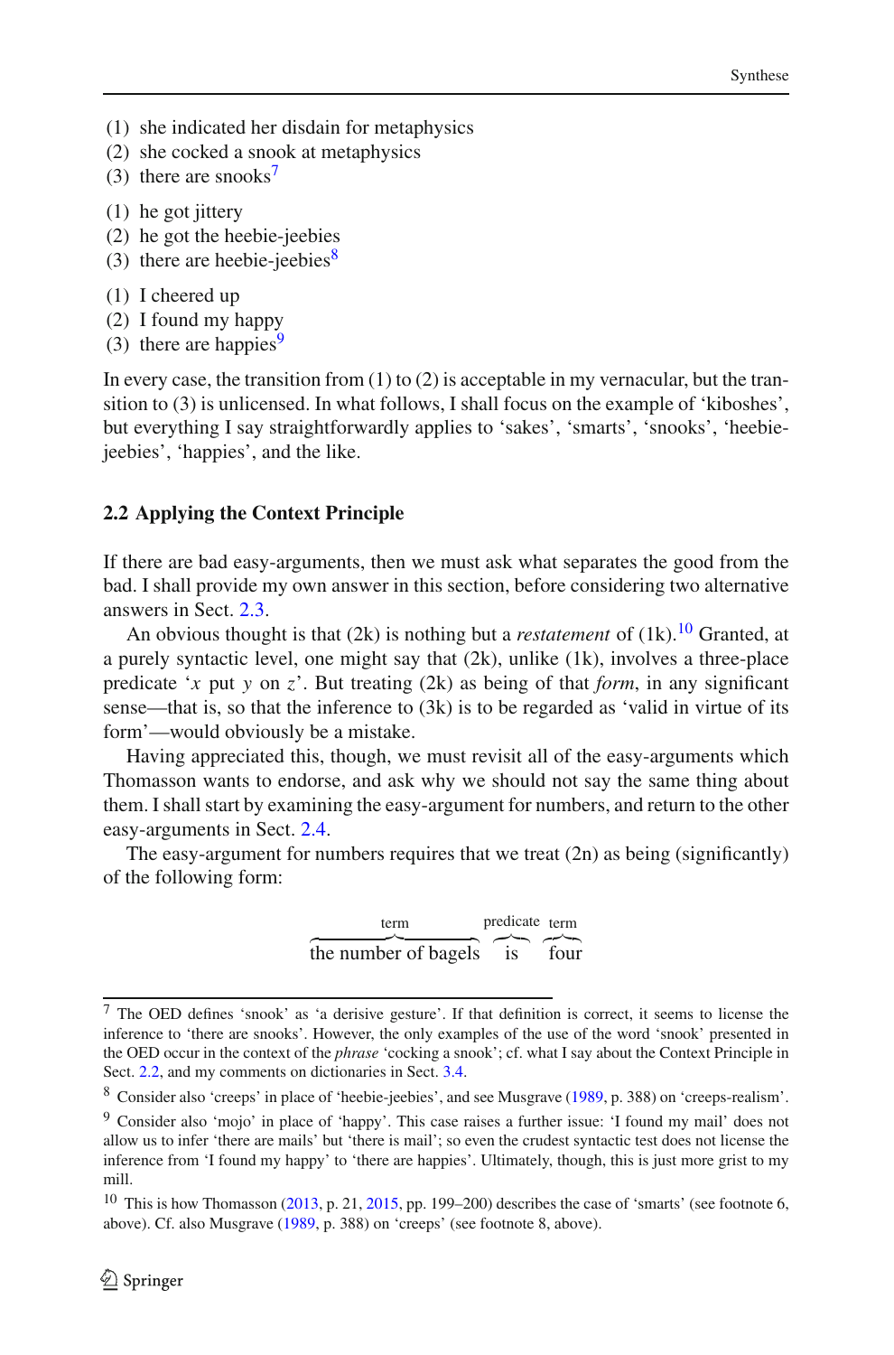(1) she indicated her disdain for metaphysics
(2) she cocked a snook at metaphysics
(3) there are snooks[7]

(1) he got jittery
(2) he got the heebie-jeebies
(3) there are heebie-jeebies[8]

(1) I cheered up
(2) I found my happy
(3) there are happies[9]

In every case, the transition from (1) to (2) is acceptable in my vernacular, but the transition to (3) is unlicensed. In what follows, I shall focus on the example of 'kiboshes', but everything I say straightforwardly applies to 'sakes', 'smarts', 'snooks', 'heebie-jeebies', 'happies', and the like.

### 2.2 Applying the Context Principle

If there are bad easy-arguments, then we must ask what separates the good from the bad. I shall provide my own answer in this section, before considering two alternative answers in Sect. 2.3.

An obvious thought is that (2k) is nothing but a *restatement* of (1k).[10] Granted, at a purely syntactic level, one might say that (2k), unlike (1k), involves a three-place predicate '*x* put *y* on *z*'. But treating (2k) as being of that *form*, in any significant sense—that is, so that the inference to (3k) is to be regarded as 'valid in virtue of its form'—would obviously be a mistake.

Having appreciated this, though, we must revisit all of the easy-arguments which Thomasson wants to endorse, and ask why we should not say the same thing about them. I shall start by examining the easy-argument for numbers, and return to the other easy-arguments in Sect. 2.4.

The easy-argument for numbers requires that we treat (2n) as being (significantly) of the following form:

$$\overbrace{\text{the number of bagels}}^{\text{term}}\ \overbrace{\text{is}}^{\text{predicate}}\ \overbrace{\text{four}}^{\text{term}}$$

---

[7] The OED defines 'snook' as 'a derisive gesture'. If that definition is correct, it seems to license the inference to 'there are snooks'. However, the only examples of the use of the word 'snook' presented in the OED occur in the context of the *phrase* 'cocking a snook'; cf. what I say about the Context Principle in Sect. 2.2, and my comments on dictionaries in Sect. 3.4.

[8] Consider also 'creeps' in place of 'heebie-jeebies', and see Musgrave (1989, p. 388) on 'creeps-realism'.

[9] Consider also 'mojo' in place of 'happy'. This case raises a further issue: 'I found my mail' does not allow us to infer 'there are mails' but 'there is mail'; so even the crudest syntactic test does not license the inference from 'I found my happy' to 'there are happies'. Ultimately, though, this is just more grist to my mill.

[10] This is how Thomasson (2013, p. 21, 2015, pp. 199–200) describes the case of 'smarts' (see footnote 6, above). Cf. also Musgrave (1989, p. 388) on 'creeps' (see footnote 8, above).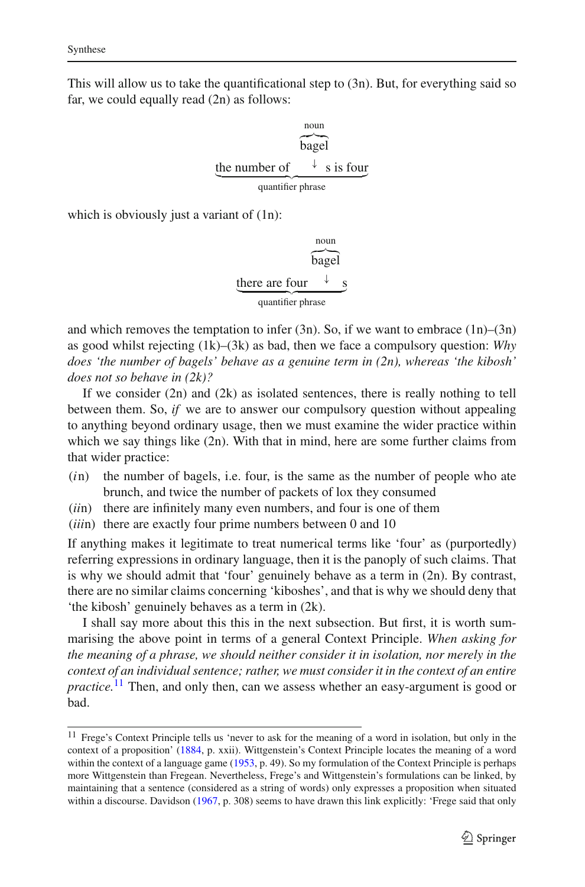This will allow us to take the quantificational step to (3n). But, for everything said so far, we could equally read (2n) as follows:

$$\underbrace{\text{the number of } \overset{\overbrace{\text{bagel}}^{\text{noun}}}{\downarrow}\text{ s is four}}_{\text{quantifier phrase}}$$

which is obviously just a variant of (1n):

$$\underbrace{\text{there are four } \overset{\overbrace{\text{bagel}}^{\text{noun}}}{\downarrow}\text{ s}}_{\text{quantifier phrase}}$$

and which removes the temptation to infer (3n). So, if we want to embrace (1n)–(3n) as good whilst rejecting (1k)–(3k) as bad, then we face a compulsory question: *Why does 'the number of bagels' behave as a genuine term in (2n), whereas 'the kibosh' does not so behave in (2k)?*

If we consider (2n) and (2k) as isolated sentences, there is really nothing to tell between them. So, *if* we are to answer our compulsory question without appealing to anything beyond ordinary usage, then we must examine the wider practice within which we say things like (2n). With that in mind, here are some further claims from that wider practice:

- (*i*n) the number of bagels, i.e. four, is the same as the number of people who ate brunch, and twice the number of packets of lox they consumed
- (*ii*n) there are infinitely many even numbers, and four is one of them
- (*iii*n) there are exactly four prime numbers between 0 and 10

If anything makes it legitimate to treat numerical terms like 'four' as (purportedly) referring expressions in ordinary language, then it is the panoply of such claims. That is why we should admit that 'four' genuinely behave as a term in (2n). By contrast, there are no similar claims concerning 'kiboshes', and that is why we should deny that 'the kibosh' genuinely behaves as a term in (2k).

I shall say more about this this in the next subsection. But first, it is worth summarising the above point in terms of a general Context Principle. *When asking for the meaning of a phrase, we should neither consider it in isolation, nor merely in the context of an individual sentence; rather, we must consider it in the context of an entire practice.*[11] Then, and only then, can we assess whether an easy-argument is good or bad.

---

[11] Frege's Context Principle tells us 'never to ask for the meaning of a word in isolation, but only in the context of a proposition' (1884, p. xxii). Wittgenstein's Context Principle locates the meaning of a word within the context of a language game (1953, p. 49). So my formulation of the Context Principle is perhaps more Wittgenstein than Fregean. Nevertheless, Frege's and Wittgenstein's formulations can be linked, by maintaining that a sentence (considered as a string of words) only expresses a proposition when situated within a discourse. Davidson (1967, p. 308) seems to have drawn this link explicitly: 'Frege said that only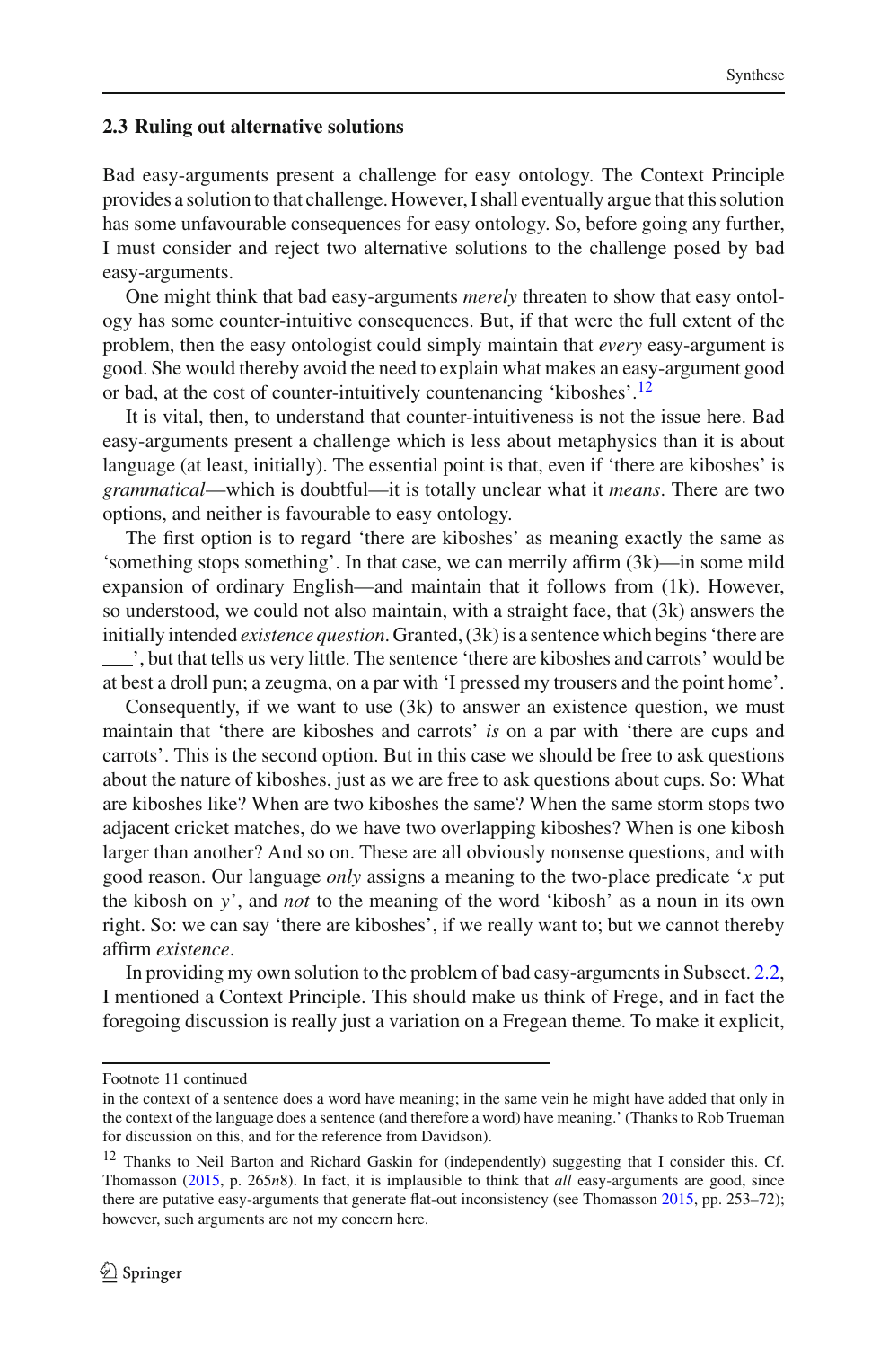### 2.3 Ruling out alternative solutions

Bad easy-arguments present a challenge for easy ontology. The Context Principle provides a solution to that challenge. However, I shall eventually argue that this solution has some unfavourable consequences for easy ontology. So, before going any further, I must consider and reject two alternative solutions to the challenge posed by bad easy-arguments.

One might think that bad easy-arguments *merely* threaten to show that easy ontology has some counter-intuitive consequences. But, if that were the full extent of the problem, then the easy ontologist could simply maintain that *every* easy-argument is good. She would thereby avoid the need to explain what makes an easy-argument good or bad, at the cost of counter-intuitively countenancing 'kiboshes'.[12]

It is vital, then, to understand that counter-intuitiveness is not the issue here. Bad easy-arguments present a challenge which is less about metaphysics than it is about language (at least, initially). The essential point is that, even if 'there are kiboshes' is *grammatical*—which is doubtful—it is totally unclear what it *means*. There are two options, and neither is favourable to easy ontology.

The first option is to regard 'there are kiboshes' as meaning exactly the same as 'something stops something'. In that case, we can merrily affirm (3k)—in some mild expansion of ordinary English—and maintain that it follows from (1k). However, so understood, we could not also maintain, with a straight face, that (3k) answers the initially intended *existence question*. Granted, (3k) is a sentence which begins 'there are \_\_\_', but that tells us very little. The sentence 'there are kiboshes and carrots' would be at best a droll pun; a zeugma, on a par with 'I pressed my trousers and the point home'.

Consequently, if we want to use (3k) to answer an existence question, we must maintain that 'there are kiboshes and carrots' *is* on a par with 'there are cups and carrots'. This is the second option. But in this case we should be free to ask questions about the nature of kiboshes, just as we are free to ask questions about cups. So: What are kiboshes like? When are two kiboshes the same? When the same storm stops two adjacent cricket matches, do we have two overlapping kiboshes? When is one kibosh larger than another? And so on. These are all obviously nonsense questions, and with good reason. Our language *only* assigns a meaning to the two-place predicate '$x$ put the kibosh on $y$', and *not* to the meaning of the word 'kibosh' as a noun in its own right. So: we can say 'there are kiboshes', if we really want to; but we cannot thereby affirm *existence*.

In providing my own solution to the problem of bad easy-arguments in Subsect. 2.2, I mentioned a Context Principle. This should make us think of Frege, and in fact the foregoing discussion is really just a variation on a Fregean theme. To make it explicit,

---

Footnote 11 continued

in the context of a sentence does a word have meaning; in the same vein he might have added that only in the context of the language does a sentence (and therefore a word) have meaning.' (Thanks to Rob Trueman for discussion on this, and for the reference from Davidson).

[12] Thanks to Neil Barton and Richard Gaskin for (independently) suggesting that I consider this. Cf. Thomasson (2015, p. 265*n*8). In fact, it is implausible to think that *all* easy-arguments are good, since there are putative easy-arguments that generate flat-out inconsistency (see Thomasson 2015, pp. 253–72); however, such arguments are not my concern here.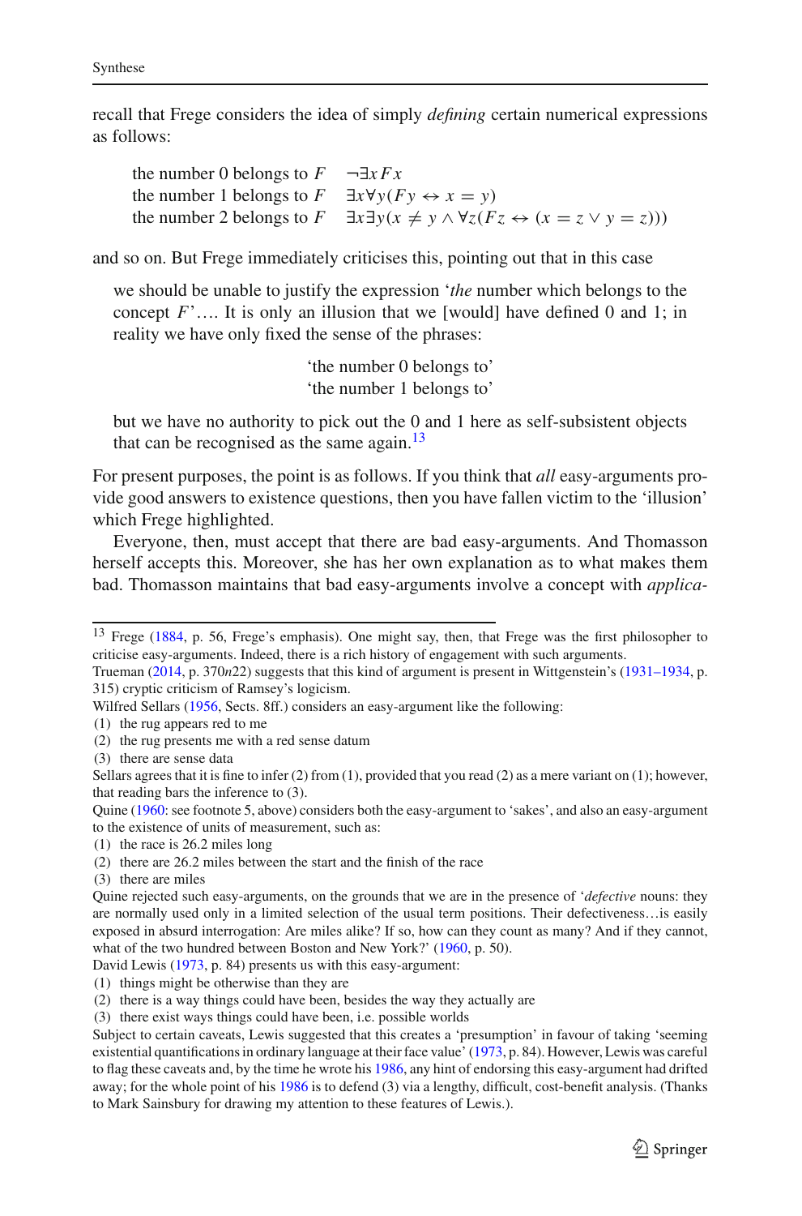recall that Frege considers the idea of simply *defining* certain numerical expressions as follows:

| | |
|---|---|
| the number 0 belongs to $F$ | $\neg\exists x Fx$ |
| the number 1 belongs to $F$ | $\exists x \forall y(Fy \leftrightarrow x = y)$ |
| the number 2 belongs to $F$ | $\exists x \exists y(x \neq y \wedge \forall z(Fz \leftrightarrow (x = z \vee y = z)))$ |

and so on. But Frege immediately criticises this, pointing out that in this case

> we should be unable to justify the expression '*the* number which belongs to the concept $F$'.... It is only an illusion that we [would] have defined 0 and 1; in reality we have only fixed the sense of the phrases:
>
> 'the number 0 belongs to'
> 'the number 1 belongs to'
>
> but we have no authority to pick out the 0 and 1 here as self-subsistent objects that can be recognised as the same again.[13]

For present purposes, the point is as follows. If you think that *all* easy-arguments provide good answers to existence questions, then you have fallen victim to the 'illusion' which Frege highlighted.

Everyone, then, must accept that there are bad easy-arguments. And Thomasson herself accepts this. Moreover, she has her own explanation as to what makes them bad. Thomasson maintains that bad easy-arguments involve a concept with *applica-*

---

[13] Frege (1884, p. 56, Frege's emphasis). One might say, then, that Frege was the first philosopher to criticise easy-arguments. Indeed, there is a rich history of engagement with such arguments.

Trueman (2014, p. 370*n*22) suggests that this kind of argument is present in Wittgenstein's (1931–1934, p. 315) cryptic criticism of Ramsey's logicism.

Wilfred Sellars (1956, Sects. 8ff.) considers an easy-argument like the following:

(1) the rug appears red to me
(2) the rug presents me with a red sense datum
(3) there are sense data

Sellars agrees that it is fine to infer (2) from (1), provided that you read (2) as a mere variant on (1); however, that reading bars the inference to (3).

Quine (1960: see footnote 5, above) considers both the easy-argument to 'sakes', and also an easy-argument to the existence of units of measurement, such as:

(1) the race is 26.2 miles long
(2) there are 26.2 miles between the start and the finish of the race
(3) there are miles

Quine rejected such easy-arguments, on the grounds that we are in the presence of '*defective* nouns: they are normally used only in a limited selection of the usual term positions. Their defectiveness…is easily exposed in absurd interrogation: Are miles alike? If so, how can they count as many? And if they cannot, what of the two hundred between Boston and New York?' (1960, p. 50).

David Lewis (1973, p. 84) presents us with this easy-argument:

(1) things might be otherwise than they are
(2) there is a way things could have been, besides the way they actually are
(3) there exist ways things could have been, i.e. possible worlds

Subject to certain caveats, Lewis suggested that this creates a 'presumption' in favour of taking 'seeming existential quantifications in ordinary language at their face value' (1973, p. 84). However, Lewis was careful to flag these caveats and, by the time he wrote his 1986, any hint of endorsing this easy-argument had drifted away; for the whole point of his 1986 is to defend (3) via a lengthy, difficult, cost-benefit analysis. (Thanks to Mark Sainsbury for drawing my attention to these features of Lewis.).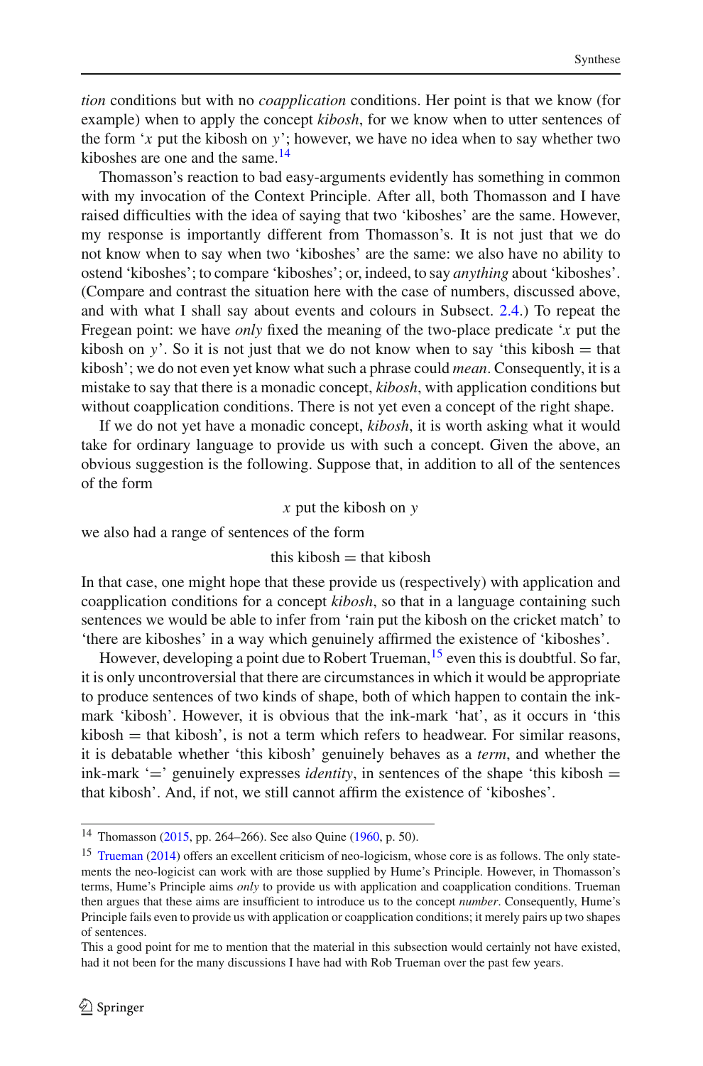*tion* conditions but with no *coapplication* conditions. Her point is that we know (for example) when to apply the concept *kibosh*, for we know when to utter sentences of the form '*x* put the kibosh on *y*'; however, we have no idea when to say whether two kiboshes are one and the same.[14]

Thomasson's reaction to bad easy-arguments evidently has something in common with my invocation of the Context Principle. After all, both Thomasson and I have raised difficulties with the idea of saying that two 'kiboshes' are the same. However, my response is importantly different from Thomasson's. It is not just that we do not know when to say when two 'kiboshes' are the same: we also have no ability to ostend 'kiboshes'; to compare 'kiboshes'; or, indeed, to say *anything* about 'kiboshes'. (Compare and contrast the situation here with the case of numbers, discussed above, and with what I shall say about events and colours in Subsect. 2.4.) To repeat the Fregean point: we have *only* fixed the meaning of the two-place predicate '*x* put the kibosh on *y*'. So it is not just that we do not know when to say 'this kibosh = that kibosh'; we do not even yet know what such a phrase could *mean*. Consequently, it is a mistake to say that there is a monadic concept, *kibosh*, with application conditions but without coapplication conditions. There is not yet even a concept of the right shape.

If we do not yet have a monadic concept, *kibosh*, it is worth asking what it would take for ordinary language to provide us with such a concept. Given the above, an obvious suggestion is the following. Suppose that, in addition to all of the sentences of the form

$$x \text{ put the kibosh on } y$$

we also had a range of sentences of the form

$$\text{this kibosh} = \text{that kibosh}$$

In that case, one might hope that these provide us (respectively) with application and coapplication conditions for a concept *kibosh*, so that in a language containing such sentences we would be able to infer from 'rain put the kibosh on the cricket match' to 'there are kiboshes' in a way which genuinely affirmed the existence of 'kiboshes'.

However, developing a point due to Robert Trueman,[15] even this is doubtful. So far, it is only uncontroversial that there are circumstances in which it would be appropriate to produce sentences of two kinds of shape, both of which happen to contain the ink-mark 'kibosh'. However, it is obvious that the ink-mark 'hat', as it occurs in 'this kibosh = that kibosh', is not a term which refers to headwear. For similar reasons, it is debatable whether 'this kibosh' genuinely behaves as a *term*, and whether the ink-mark '=' genuinely expresses *identity*, in sentences of the shape 'this kibosh = that kibosh'. And, if not, we still cannot affirm the existence of 'kiboshes'.

---

[14] Thomasson (2015, pp. 264–266). See also Quine (1960, p. 50).

[15] Trueman (2014) offers an excellent criticism of neo-logicism, whose core is as follows. The only statements the neo-logicist can work with are those supplied by Hume's Principle. However, in Thomasson's terms, Hume's Principle aims *only* to provide us with application and coapplication conditions. Trueman then argues that these aims are insufficient to introduce us to the concept *number*. Consequently, Hume's Principle fails even to provide us with application or coapplication conditions; it merely pairs up two shapes of sentences.

This a good point for me to mention that the material in this subsection would certainly not have existed, had it not been for the many discussions I have had with Rob Trueman over the past few years.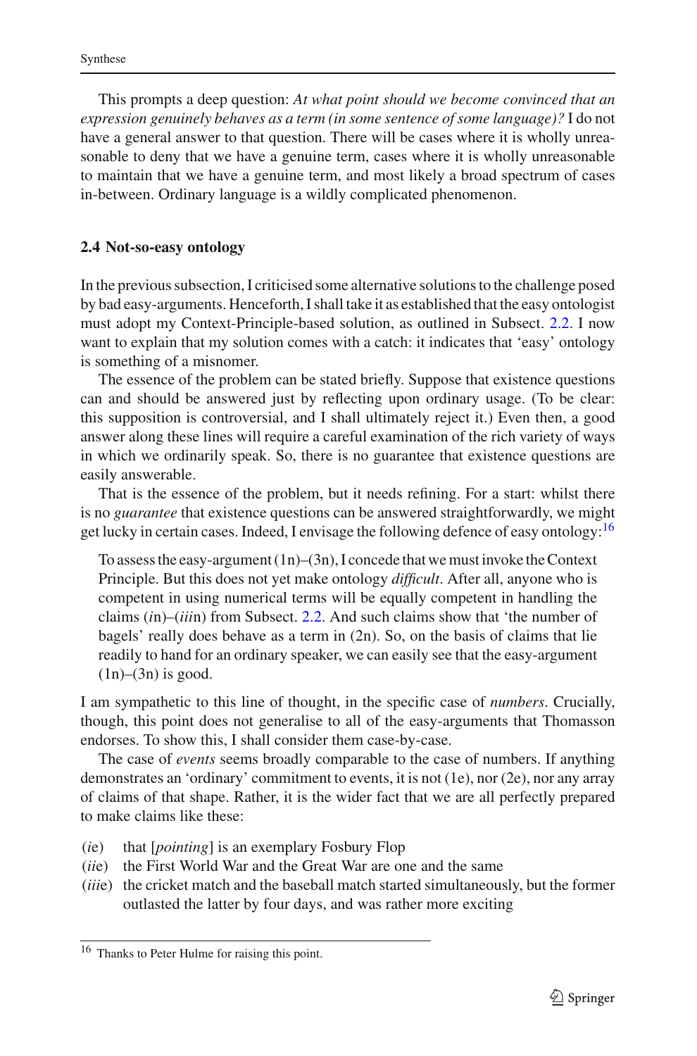This prompts a deep question: *At what point should we become convinced that an expression genuinely behaves as a term (in some sentence of some language)?* I do not have a general answer to that question. There will be cases where it is wholly unreasonable to deny that we have a genuine term, cases where it is wholly unreasonable to maintain that we have a genuine term, and most likely a broad spectrum of cases in-between. Ordinary language is a wildly complicated phenomenon.

### 2.4 Not-so-easy ontology

In the previous subsection, I criticised some alternative solutions to the challenge posed by bad easy-arguments. Henceforth, I shall take it as established that the easy ontologist must adopt my Context-Principle-based solution, as outlined in Subsect. 2.2. I now want to explain that my solution comes with a catch: it indicates that 'easy' ontology is something of a misnomer.

The essence of the problem can be stated briefly. Suppose that existence questions can and should be answered just by reflecting upon ordinary usage. (To be clear: this supposition is controversial, and I shall ultimately reject it.) Even then, a good answer along these lines will require a careful examination of the rich variety of ways in which we ordinarily speak. So, there is no guarantee that existence questions are easily answerable.

That is the essence of the problem, but it needs refining. For a start: whilst there is no *guarantee* that existence questions can be answered straightforwardly, we might get lucky in certain cases. Indeed, I envisage the following defence of easy ontology:[16]

> To assess the easy-argument (1n)–(3n), I concede that we must invoke the Context Principle. But this does not yet make ontology *difficult*. After all, anyone who is competent in using numerical terms will be equally competent in handling the claims (*i*n)–(*iii*n) from Subsect. 2.2. And such claims show that 'the number of bagels' really does behave as a term in (2n). So, on the basis of claims that lie readily to hand for an ordinary speaker, we can easily see that the easy-argument (1n)–(3n) is good.

I am sympathetic to this line of thought, in the specific case of *numbers*. Crucially, though, this point does not generalise to all of the easy-arguments that Thomasson endorses. To show this, I shall consider them case-by-case.

The case of *events* seems broadly comparable to the case of numbers. If anything demonstrates an 'ordinary' commitment to events, it is not (1e), nor (2e), nor any array of claims of that shape. Rather, it is the wider fact that we are all perfectly prepared to make claims like these:

- (*i*e) that [*pointing*] is an exemplary Fosbury Flop
- (*ii*e) the First World War and the Great War are one and the same
- (*iii*e) the cricket match and the baseball match started simultaneously, but the former outlasted the latter by four days, and was rather more exciting

[16] Thanks to Peter Hulme for raising this point.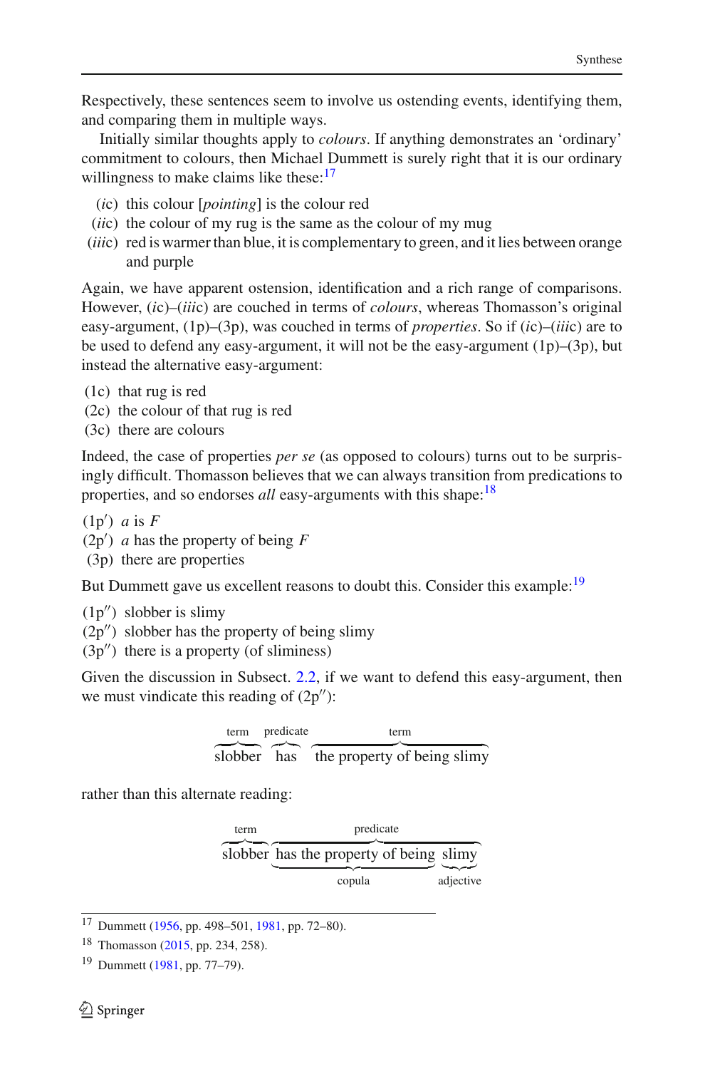Respectively, these sentences seem to involve us ostending events, identifying them, and comparing them in multiple ways.

Initially similar thoughts apply to *colours*. If anything demonstrates an 'ordinary' commitment to colours, then Michael Dummett is surely right that it is our ordinary willingness to make claims like these:[17]

(*i*c) this colour [*pointing*] is the colour red
(*ii*c) the colour of my rug is the same as the colour of my mug
(*iii*c) red is warmer than blue, it is complementary to green, and it lies between orange and purple

Again, we have apparent ostension, identification and a rich range of comparisons. However, (*i*c)–(*iii*c) are couched in terms of *colours*, whereas Thomasson's original easy-argument, (1p)–(3p), was couched in terms of *properties*. So if (*i*c)–(*iii*c) are to be used to defend any easy-argument, it will not be the easy-argument (1p)–(3p), but instead the alternative easy-argument:

(1c) that rug is red
(2c) the colour of that rug is red
(3c) there are colours

Indeed, the case of properties *per se* (as opposed to colours) turns out to be surprisingly difficult. Thomasson believes that we can always transition from predications to properties, and so endorses *all* easy-arguments with this shape:[18]

(1p′) *a* is *F*
(2p′) *a* has the property of being *F*
(3p) there are properties

But Dummett gave us excellent reasons to doubt this. Consider this example:[19]

(1p″) slobber is slimy
(2p″) slobber has the property of being slimy
(3p″) there is a property (of sliminess)

Given the discussion in Subsect. 2.2, if we want to defend this easy-argument, then we must vindicate this reading of (2p″):

$$\overbrace{\text{slobber}}^{\text{term}}\ \overbrace{\text{has}}^{\text{predicate}}\ \overbrace{\text{the property of being slimy}}^{\text{term}}$$

rather than this alternate reading:

$$\overbrace{\text{slobber}}^{\text{term}}\ \overbrace{\underbrace{\text{has the property of being}}_{\text{copula}}\ \underbrace{\text{slimy}}_{\text{adjective}}}^{\text{predicate}}$$

---

[17] Dummett (1956, pp. 498–501, 1981, pp. 72–80).

[18] Thomasson (2015, pp. 234, 258).

[19] Dummett (1981, pp. 77–79).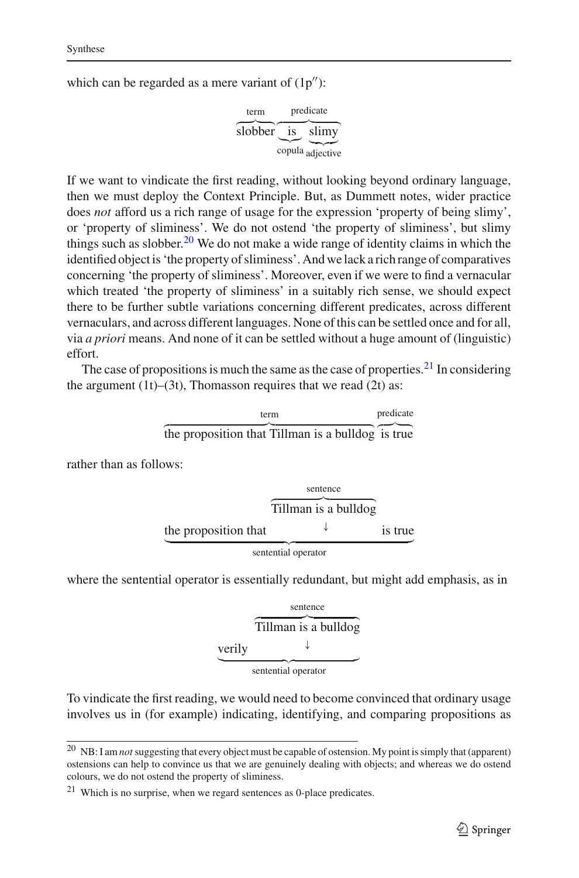which can be regarded as a mere variant of (1p″):

$$\overbrace{\text{slobber}}^{\text{term}}\ \overbrace{\underbrace{\text{is}}_{\text{copula}}\ \underbrace{\text{slimy}}_{\text{adjective}}}^{\text{predicate}}$$

If we want to vindicate the first reading, without looking beyond ordinary language, then we must deploy the Context Principle. But, as Dummett notes, wider practice does *not* afford us a rich range of usage for the expression 'property of being slimy', or 'property of sliminess'. We do not ostend 'the property of sliminess', but slimy things such as slobber.[20] We do not make a wide range of identity claims in which the identified object is 'the property of sliminess'. And we lack a rich range of comparatives concerning 'the property of sliminess'. Moreover, even if we were to find a vernacular which treated 'the property of sliminess' in a suitably rich sense, we should expect there to be further subtle variations concerning different predicates, across different vernaculars, and across different languages. None of this can be settled once and for all, via *a priori* means. And none of it can be settled without a huge amount of (linguistic) effort.

The case of propositions is much the same as the case of properties.[21] In considering the argument (1t)–(3t), Thomasson requires that we read (2t) as:

$$\overbrace{\text{the proposition that Tillman is a bulldog}}^{\text{term}}\ \overbrace{\text{is true}}^{\text{predicate}}$$

rather than as follows:

$$\underbrace{\text{the proposition that}\ \ \overset{\overbrace{\text{Tillman is a bulldog}}^{\text{sentence}}}{\downarrow}\ \ \text{is true}}_{\text{sentential operator}}$$

where the sentential operator is essentially redundant, but might add emphasis, as in

$$\underbrace{\text{verily}\ \ \overset{\overbrace{\text{Tillman is a bulldog}}^{\text{sentence}}}{\downarrow}}_{\text{sentential operator}}$$

To vindicate the first reading, we would need to become convinced that ordinary usage involves us in (for example) indicating, identifying, and comparing propositions as

---

[20] NB: I am *not* suggesting that every object must be capable of ostension. My point is simply that (apparent) ostensions can help to convince us that we are genuinely dealing with objects; and whereas we do ostend colours, we do not ostend the property of sliminess.

[21] Which is no surprise, when we regard sentences as 0-place predicates.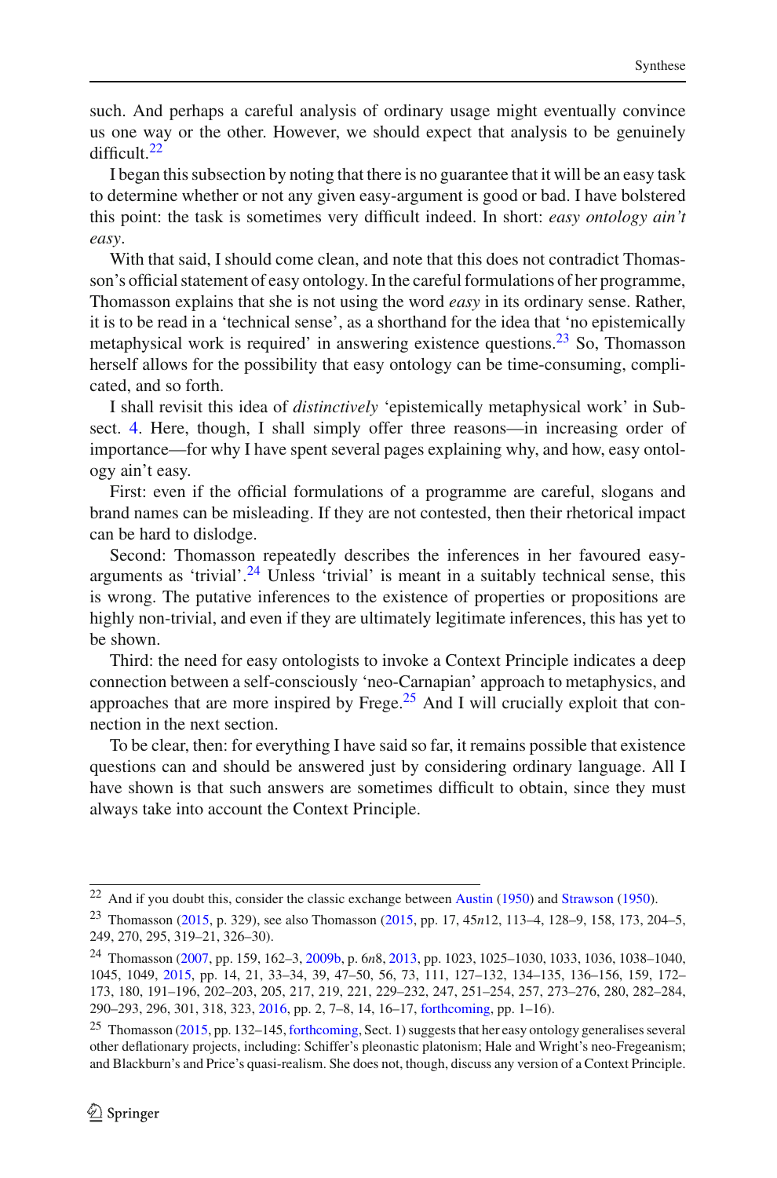such. And perhaps a careful analysis of ordinary usage might eventually convince us one way or the other. However, we should expect that analysis to be genuinely difficult.[22]

I began this subsection by noting that there is no guarantee that it will be an easy task to determine whether or not any given easy-argument is good or bad. I have bolstered this point: the task is sometimes very difficult indeed. In short: *easy ontology ain't easy*.

With that said, I should come clean, and note that this does not contradict Thomasson's official statement of easy ontology. In the careful formulations of her programme, Thomasson explains that she is not using the word *easy* in its ordinary sense. Rather, it is to be read in a 'technical sense', as a shorthand for the idea that 'no epistemically metaphysical work is required' in answering existence questions.[23] So, Thomasson herself allows for the possibility that easy ontology can be time-consuming, complicated, and so forth.

I shall revisit this idea of *distinctively* 'epistemically metaphysical work' in Subsect. 4. Here, though, I shall simply offer three reasons—in increasing order of importance—for why I have spent several pages explaining why, and how, easy ontology ain't easy.

First: even if the official formulations of a programme are careful, slogans and brand names can be misleading. If they are not contested, then their rhetorical impact can be hard to dislodge.

Second: Thomasson repeatedly describes the inferences in her favoured easy-arguments as 'trivial'.[24] Unless 'trivial' is meant in a suitably technical sense, this is wrong. The putative inferences to the existence of properties or propositions are highly non-trivial, and even if they are ultimately legitimate inferences, this has yet to be shown.

Third: the need for easy ontologists to invoke a Context Principle indicates a deep connection between a self-consciously 'neo-Carnapian' approach to metaphysics, and approaches that are more inspired by Frege.[25] And I will crucially exploit that connection in the next section.

To be clear, then: for everything I have said so far, it remains possible that existence questions can and should be answered just by considering ordinary language. All I have shown is that such answers are sometimes difficult to obtain, since they must always take into account the Context Principle.

---

[22] And if you doubt this, consider the classic exchange between Austin (1950) and Strawson (1950).

[23] Thomasson (2015, p. 329), see also Thomasson (2015, pp. 17, 45*n*12, 113–4, 128–9, 158, 173, 204–5, 249, 270, 295, 319–21, 326–30).

[24] Thomasson (2007, pp. 159, 162–3, 2009b, p. 6*n*8, 2013, pp. 1023, 1025–1030, 1033, 1036, 1038–1040, 1045, 1049, 2015, pp. 14, 21, 33–34, 39, 47–50, 56, 73, 111, 127–132, 134–135, 136–156, 159, 172–173, 180, 191–196, 202–203, 205, 217, 219, 221, 229–232, 247, 251–254, 257, 273–276, 280, 282–284, 290–293, 296, 301, 318, 323, 2016, pp. 2, 7–8, 14, 16–17, forthcoming, pp. 1–16).

[25] Thomasson (2015, pp. 132–145, forthcoming, Sect. 1) suggests that her easy ontology generalises several other deflationary projects, including: Schiffer's pleonastic platonism; Hale and Wright's neo-Fregeanism; and Blackburn's and Price's quasi-realism. She does not, though, discuss any version of a Context Principle.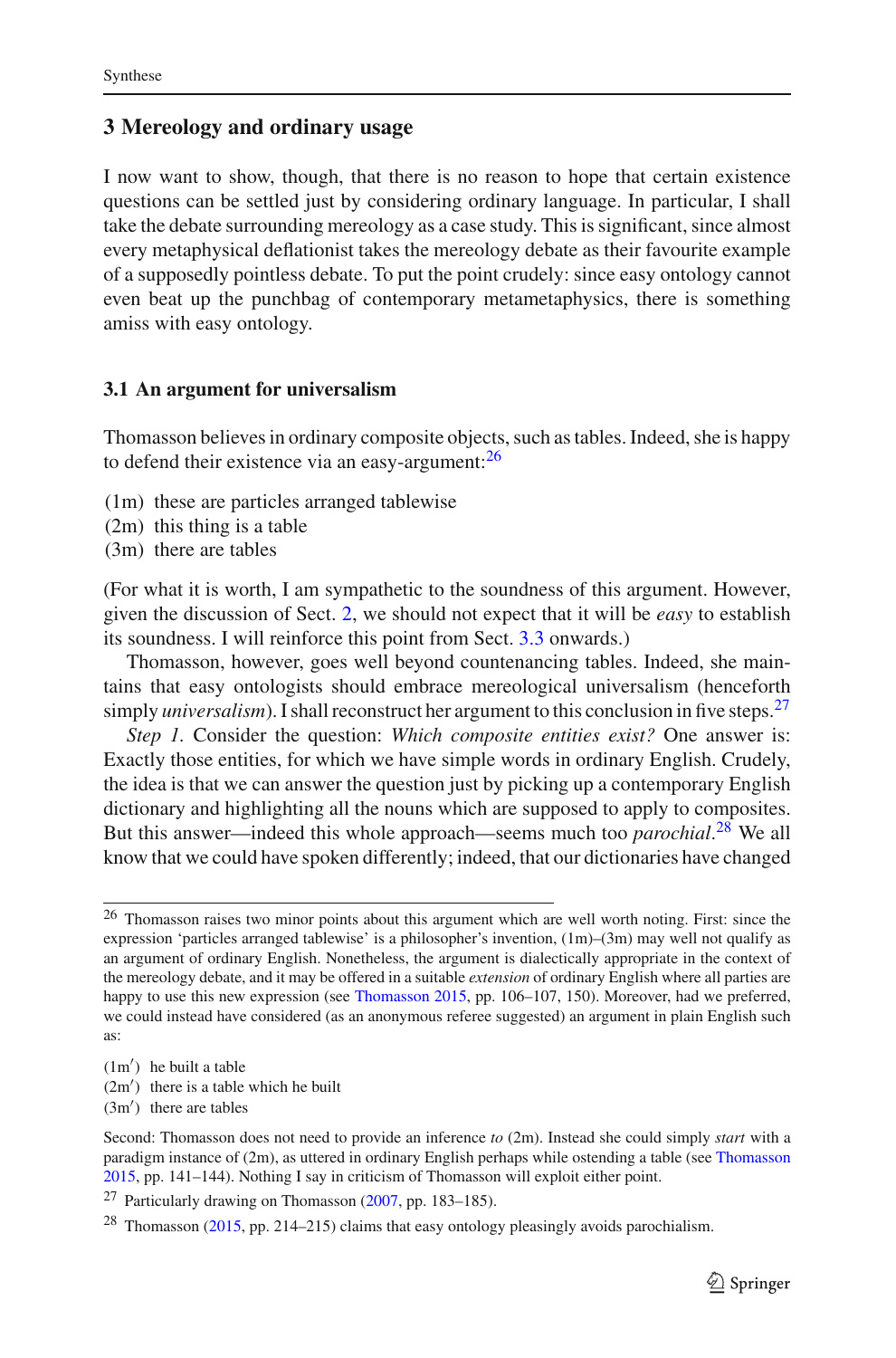## 3 Mereology and ordinary usage

I now want to show, though, that there is no reason to hope that certain existence questions can be settled just by considering ordinary language. In particular, I shall take the debate surrounding mereology as a case study. This is significant, since almost every metaphysical deflationist takes the mereology debate as their favourite example of a supposedly pointless debate. To put the point crudely: since easy ontology cannot even beat up the punchbag of contemporary metametaphysics, there is something amiss with easy ontology.

### 3.1 An argument for universalism

Thomasson believes in ordinary composite objects, such as tables. Indeed, she is happy to defend their existence via an easy-argument:[26]

(1m) these are particles arranged tablewise
(2m) this thing is a table
(3m) there are tables

(For what it is worth, I am sympathetic to the soundness of this argument. However, given the discussion of Sect. 2, we should not expect that it will be *easy* to establish its soundness. I will reinforce this point from Sect. 3.3 onwards.)

Thomasson, however, goes well beyond countenancing tables. Indeed, she maintains that easy ontologists should embrace mereological universalism (henceforth simply *universalism*). I shall reconstruct her argument to this conclusion in five steps.[27]

*Step 1*. Consider the question: *Which composite entities exist?* One answer is: Exactly those entities, for which we have simple words in ordinary English. Crudely, the idea is that we can answer the question just by picking up a contemporary English dictionary and highlighting all the nouns which are supposed to apply to composites. But this answer—indeed this whole approach—seems much too *parochial*.[28] We all know that we could have spoken differently; indeed, that our dictionaries have changed

---

[26] Thomasson raises two minor points about this argument which are well worth noting. First: since the expression 'particles arranged tablewise' is a philosopher's invention, (1m)–(3m) may well not qualify as an argument of ordinary English. Nonetheless, the argument is dialectically appropriate in the context of the mereology debate, and it may be offered in a suitable *extension* of ordinary English where all parties are happy to use this new expression (see Thomasson 2015, pp. 106–107, 150). Moreover, had we preferred, we could instead have considered (as an anonymous referee suggested) an argument in plain English such as:

(1m′) he built a table
(2m′) there is a table which he built
(3m′) there are tables

Second: Thomasson does not need to provide an inference *to* (2m). Instead she could simply *start* with a paradigm instance of (2m), as uttered in ordinary English perhaps while ostending a table (see Thomasson 2015, pp. 141–144). Nothing I say in criticism of Thomasson will exploit either point.

[27] Particularly drawing on Thomasson (2007, pp. 183–185).

[28] Thomasson (2015, pp. 214–215) claims that easy ontology pleasingly avoids parochialism.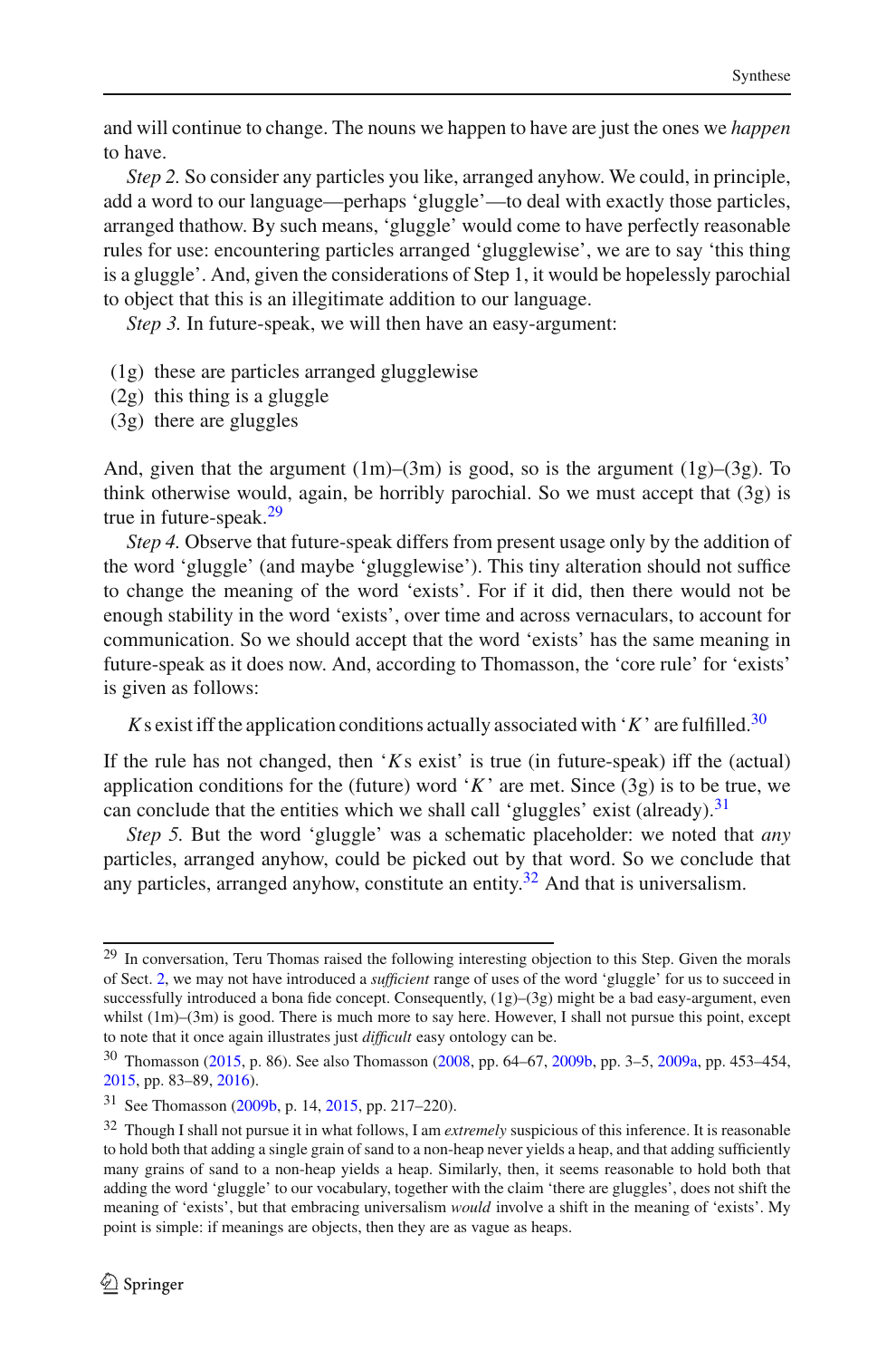and will continue to change. The nouns we happen to have are just the ones we *happen* to have.

*Step 2.* So consider any particles you like, arranged anyhow. We could, in principle, add a word to our language—perhaps 'gluggle'—to deal with exactly those particles, arranged thathow. By such means, 'gluggle' would come to have perfectly reasonable rules for use: encountering particles arranged 'gluggle­wise', we are to say 'this thing is a gluggle'. And, given the considerations of Step 1, it would be hopelessly parochial to object that this is an illegitimate addition to our language.

*Step 3.* In future-speak, we will then have an easy-argument:

(1g) these are particles arranged gluggle­wise
(2g) this thing is a gluggle
(3g) there are gluggles

And, given that the argument (1m)–(3m) is good, so is the argument (1g)–(3g). To think otherwise would, again, be horribly parochial. So we must accept that (3g) is true in future-speak.[29]

*Step 4.* Observe that future-speak differs from present usage only by the addition of the word 'gluggle' (and maybe 'gluggle­wise'). This tiny alteration should not suffice to change the meaning of the word 'exists'. For if it did, then there would not be enough stability in the word 'exists', over time and across vernaculars, to account for communication. So we should accept that the word 'exists' has the same meaning in future-speak as it does now. And, according to Thomasson, the 'core rule' for 'exists' is given as follows:

> $K$s exist iff the application conditions actually associated with '$K$' are fulfilled.[30]

If the rule has not changed, then '$K$s exist' is true (in future-speak) iff the (actual) application conditions for the (future) word '$K$' are met. Since (3g) is to be true, we can conclude that the entities which we shall call 'gluggles' exist (already).[31]

*Step 5.* But the word 'gluggle' was a schematic placeholder: we noted that *any* particles, arranged anyhow, could be picked out by that word. So we conclude that any particles, arranged anyhow, constitute an entity.[32] And that is universalism.

---

[29] In conversation, Teru Thomas raised the following interesting objection to this Step. Given the morals of Sect. 2, we may not have introduced a *sufficient* range of uses of the word 'gluggle' for us to succeed in successfully introduced a bona fide concept. Consequently, (1g)–(3g) might be a bad easy-argument, even whilst (1m)–(3m) is good. There is much more to say here. However, I shall not pursue this point, except to note that it once again illustrates just *difficult* easy ontology can be.

[30] Thomasson (2015, p. 86). See also Thomasson (2008, pp. 64–67, 2009b, pp. 3–5, 2009a, pp. 453–454, 2015, pp. 83–89, 2016).

[31] See Thomasson (2009b, p. 14, 2015, pp. 217–220).

[32] Though I shall not pursue it in what follows, I am *extremely* suspicious of this inference. It is reasonable to hold both that adding a single grain of sand to a non-heap never yields a heap, and that adding sufficiently many grains of sand to a non-heap yields a heap. Similarly, then, it seems reasonable to hold both that adding the word 'gluggle' to our vocabulary, together with the claim 'there are gluggles', does not shift the meaning of 'exists', but that embracing universalism *would* involve a shift in the meaning of 'exists'. My point is simple: if meanings are objects, then they are as vague as heaps.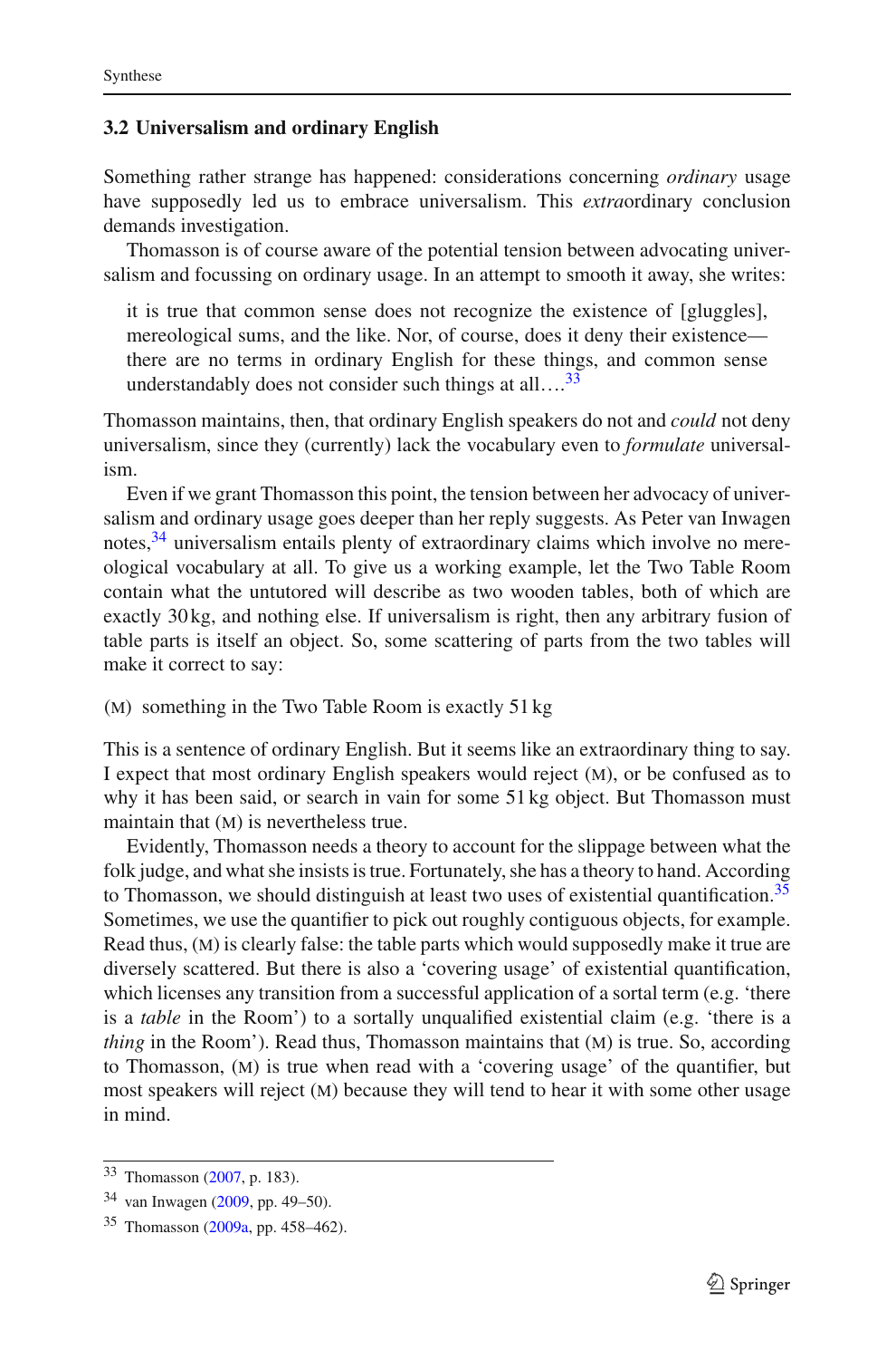### 3.2 Universalism and ordinary English

Something rather strange has happened: considerations concerning *ordinary* usage have supposedly led us to embrace universalism. This *extra*ordinary conclusion demands investigation.

Thomasson is of course aware of the potential tension between advocating universalism and focussing on ordinary usage. In an attempt to smooth it away, she writes:

> it is true that common sense does not recognize the existence of [gluggles], mereological sums, and the like. Nor, of course, does it deny their existence—there are no terms in ordinary English for these things, and common sense understandably does not consider such things at all….[33]

Thomasson maintains, then, that ordinary English speakers do not and *could* not deny universalism, since they (currently) lack the vocabulary even to *formulate* universalism.

Even if we grant Thomasson this point, the tension between her advocacy of universalism and ordinary usage goes deeper than her reply suggests. As Peter van Inwagen notes,[34] universalism entails plenty of extraordinary claims which involve no mereological vocabulary at all. To give us a working example, let the Two Table Room contain what the untutored will describe as two wooden tables, both of which are exactly 30 kg, and nothing else. If universalism is right, then any arbitrary fusion of table parts is itself an object. So, some scattering of parts from the two tables will make it correct to say:

(M) something in the Two Table Room is exactly 51 kg

This is a sentence of ordinary English. But it seems like an extraordinary thing to say. I expect that most ordinary English speakers would reject (M), or be confused as to why it has been said, or search in vain for some 51 kg object. But Thomasson must maintain that (M) is nevertheless true.

Evidently, Thomasson needs a theory to account for the slippage between what the folk judge, and what she insists is true. Fortunately, she has a theory to hand. According to Thomasson, we should distinguish at least two uses of existential quantification.[35] Sometimes, we use the quantifier to pick out roughly contiguous objects, for example. Read thus, (M) is clearly false: the table parts which would supposedly make it true are diversely scattered. But there is also a 'covering usage' of existential quantification, which licenses any transition from a successful application of a sortal term (e.g. 'there is a *table* in the Room') to a sortally unqualified existential claim (e.g. 'there is a *thing* in the Room'). Read thus, Thomasson maintains that (M) is true. So, according to Thomasson, (M) is true when read with a 'covering usage' of the quantifier, but most speakers will reject (M) because they will tend to hear it with some other usage in mind.

---

33 Thomasson (2007, p. 183).

34 van Inwagen (2009, pp. 49–50).

35 Thomasson (2009a, pp. 458–462).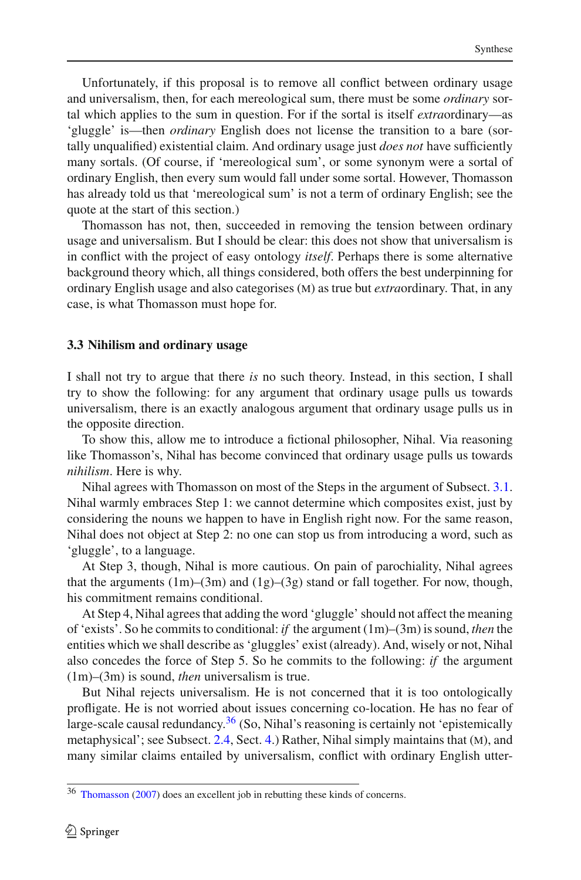Unfortunately, if this proposal is to remove all conflict between ordinary usage and universalism, then, for each mereological sum, there must be some *ordinary* sortal which applies to the sum in question. For if the sortal is itself *extra*ordinary—as 'gluggle' is—then *ordinary* English does not license the transition to a bare (sortally unqualified) existential claim. And ordinary usage just *does not* have sufficiently many sortals. (Of course, if 'mereological sum', or some synonym were a sortal of ordinary English, then every sum would fall under some sortal. However, Thomasson has already told us that 'mereological sum' is not a term of ordinary English; see the quote at the start of this section.)

Thomasson has not, then, succeeded in removing the tension between ordinary usage and universalism. But I should be clear: this does not show that universalism is in conflict with the project of easy ontology *itself*. Perhaps there is some alternative background theory which, all things considered, both offers the best underpinning for ordinary English usage and also categorises (M) as true but *extra*ordinary. That, in any case, is what Thomasson must hope for.

### 3.3 Nihilism and ordinary usage

I shall not try to argue that there *is* no such theory. Instead, in this section, I shall try to show the following: for any argument that ordinary usage pulls us towards universalism, there is an exactly analogous argument that ordinary usage pulls us in the opposite direction.

To show this, allow me to introduce a fictional philosopher, Nihal. Via reasoning like Thomasson's, Nihal has become convinced that ordinary usage pulls us towards *nihilism*. Here is why.

Nihal agrees with Thomasson on most of the Steps in the argument of Subsect. 3.1. Nihal warmly embraces Step 1: we cannot determine which composites exist, just by considering the nouns we happen to have in English right now. For the same reason, Nihal does not object at Step 2: no one can stop us from introducing a word, such as 'gluggle', to a language.

At Step 3, though, Nihal is more cautious. On pain of parochiality, Nihal agrees that the arguments (1m)–(3m) and (1g)–(3g) stand or fall together. For now, though, his commitment remains conditional.

At Step 4, Nihal agrees that adding the word 'gluggle' should not affect the meaning of 'exists'. So he commits to conditional: *if* the argument (1m)–(3m) is sound, *then* the entities which we shall describe as 'gluggles' exist (already). And, wisely or not, Nihal also concedes the force of Step 5. So he commits to the following: *if* the argument (1m)–(3m) is sound, *then* universalism is true.

But Nihal rejects universalism. He is not concerned that it is too ontologically profligate. He is not worried about issues concerning co-location. He has no fear of large-scale causal redundancy.[36] (So, Nihal's reasoning is certainly not 'epistemically metaphysical'; see Subsect. 2.4, Sect. 4.) Rather, Nihal simply maintains that (M), and many similar claims entailed by universalism, conflict with ordinary English utter-

[36] Thomasson (2007) does an excellent job in rebutting these kinds of concerns.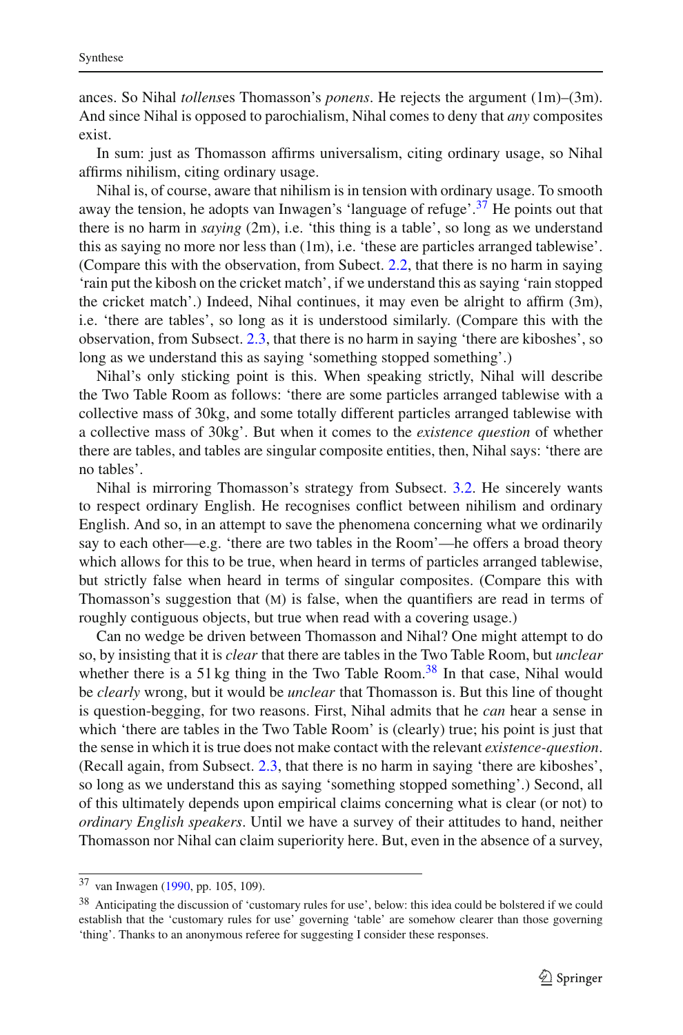ances. So Nihal *tollens*es Thomasson's *ponens*. He rejects the argument (1m)–(3m). And since Nihal is opposed to parochialism, Nihal comes to deny that *any* composites exist.

In sum: just as Thomasson affirms universalism, citing ordinary usage, so Nihal affirms nihilism, citing ordinary usage.

Nihal is, of course, aware that nihilism is in tension with ordinary usage. To smooth away the tension, he adopts van Inwagen's 'language of refuge'.[37] He points out that there is no harm in *saying* (2m), i.e. 'this thing is a table', so long as we understand this as saying no more nor less than (1m), i.e. 'these are particles arranged tablewise'. (Compare this with the observation, from Subsect. 2.2, that there is no harm in saying 'rain put the kibosh on the cricket match', if we understand this as saying 'rain stopped the cricket match'.) Indeed, Nihal continues, it may even be alright to affirm (3m), i.e. 'there are tables', so long as it is understood similarly. (Compare this with the observation, from Subsect. 2.3, that there is no harm in saying 'there are kiboshes', so long as we understand this as saying 'something stopped something'.)

Nihal's only sticking point is this. When speaking strictly, Nihal will describe the Two Table Room as follows: 'there are some particles arranged tablewise with a collective mass of 30kg, and some totally different particles arranged tablewise with a collective mass of 30kg'. But when it comes to the *existence question* of whether there are tables, and tables are singular composite entities, then, Nihal says: 'there are no tables'.

Nihal is mirroring Thomasson's strategy from Subsect. 3.2. He sincerely wants to respect ordinary English. He recognises conflict between nihilism and ordinary English. And so, in an attempt to save the phenomena concerning what we ordinarily say to each other—e.g. 'there are two tables in the Room'—he offers a broad theory which allows for this to be true, when heard in terms of particles arranged tablewise, but strictly false when heard in terms of singular composites. (Compare this with Thomasson's suggestion that (M) is false, when the quantifiers are read in terms of roughly contiguous objects, but true when read with a covering usage.)

Can no wedge be driven between Thomasson and Nihal? One might attempt to do so, by insisting that it is *clear* that there are tables in the Two Table Room, but *unclear* whether there is a 51 kg thing in the Two Table Room.[38] In that case, Nihal would be *clearly* wrong, but it would be *unclear* that Thomasson is. But this line of thought is question-begging, for two reasons. First, Nihal admits that he *can* hear a sense in which 'there are tables in the Two Table Room' is (clearly) true; his point is just that the sense in which it is true does not make contact with the relevant *existence-question*. (Recall again, from Subsect. 2.3, that there is no harm in saying 'there are kiboshes', so long as we understand this as saying 'something stopped something'.) Second, all of this ultimately depends upon empirical claims concerning what is clear (or not) to *ordinary English speakers*. Until we have a survey of their attitudes to hand, neither Thomasson nor Nihal can claim superiority here. But, even in the absence of a survey,

[37] van Inwagen (1990, pp. 105, 109).

[38] Anticipating the discussion of 'customary rules for use', below: this idea could be bolstered if we could establish that the 'customary rules for use' governing 'table' are somehow clearer than those governing 'thing'. Thanks to an anonymous referee for suggesting I consider these responses.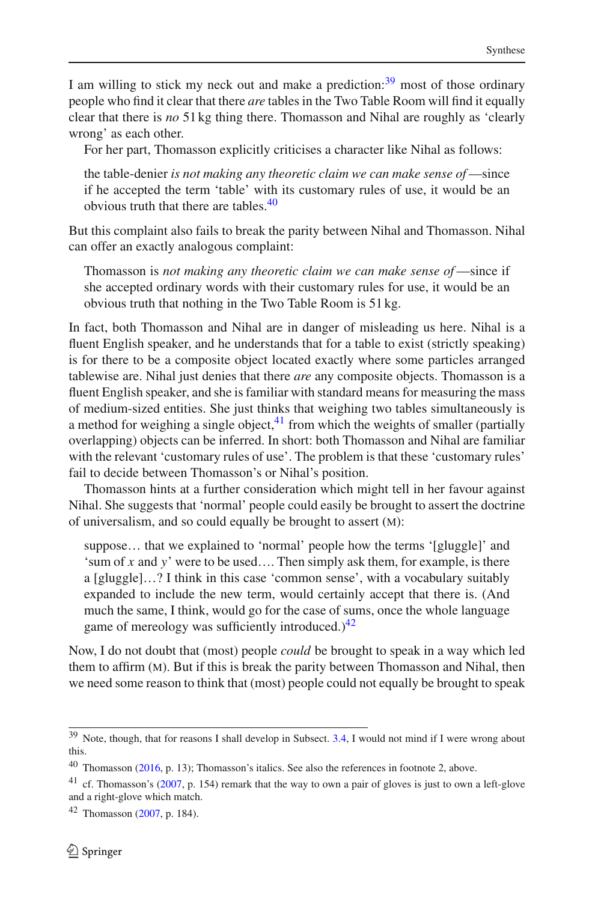I am willing to stick my neck out and make a prediction:[39] most of those ordinary people who find it clear that there *are* tables in the Two Table Room will find it equally clear that there is *no* 51 kg thing there. Thomasson and Nihal are roughly as 'clearly wrong' as each other.

For her part, Thomasson explicitly criticises a character like Nihal as follows:

> the table-denier *is not making any theoretic claim we can make sense of*—since if he accepted the term 'table' with its customary rules of use, it would be an obvious truth that there are tables.[40]

But this complaint also fails to break the parity between Nihal and Thomasson. Nihal can offer an exactly analogous complaint:

> Thomasson is *not making any theoretic claim we can make sense of*—since if she accepted ordinary words with their customary rules for use, it would be an obvious truth that nothing in the Two Table Room is 51 kg.

In fact, both Thomasson and Nihal are in danger of misleading us here. Nihal is a fluent English speaker, and he understands that for a table to exist (strictly speaking) is for there to be a composite object located exactly where some particles arranged tablewise are. Nihal just denies that there *are* any composite objects. Thomasson is a fluent English speaker, and she is familiar with standard means for measuring the mass of medium-sized entities. She just thinks that weighing two tables simultaneously is a method for weighing a single object,[41] from which the weights of smaller (partially overlapping) objects can be inferred. In short: both Thomasson and Nihal are familiar with the relevant 'customary rules of use'. The problem is that these 'customary rules' fail to decide between Thomasson's or Nihal's position.

Thomasson hints at a further consideration which might tell in her favour against Nihal. She suggests that 'normal' people could easily be brought to assert the doctrine of universalism, and so could equally be brought to assert (M):

> suppose... that we explained to 'normal' people how the terms '[gluggle]' and 'sum of *x* and *y*' were to be used.... Then simply ask them, for example, is there a [gluggle]...? I think in this case 'common sense', with a vocabulary suitably expanded to include the new term, would certainly accept that there is. (And much the same, I think, would go for the case of sums, once the whole language game of mereology was sufficiently introduced.)[42]

Now, I do not doubt that (most) people *could* be brought to speak in a way which led them to affirm (M). But if this is break the parity between Thomasson and Nihal, then we need some reason to think that (most) people could not equally be brought to speak

---

[39] Note, though, that for reasons I shall develop in Subsect. 3.4, I would not mind if I were wrong about this.

[40] Thomasson (2016, p. 13); Thomasson's italics. See also the references in footnote 2, above.

[41] cf. Thomasson's (2007, p. 154) remark that the way to own a pair of gloves is just to own a left-glove and a right-glove which match.

[42] Thomasson (2007, p. 184).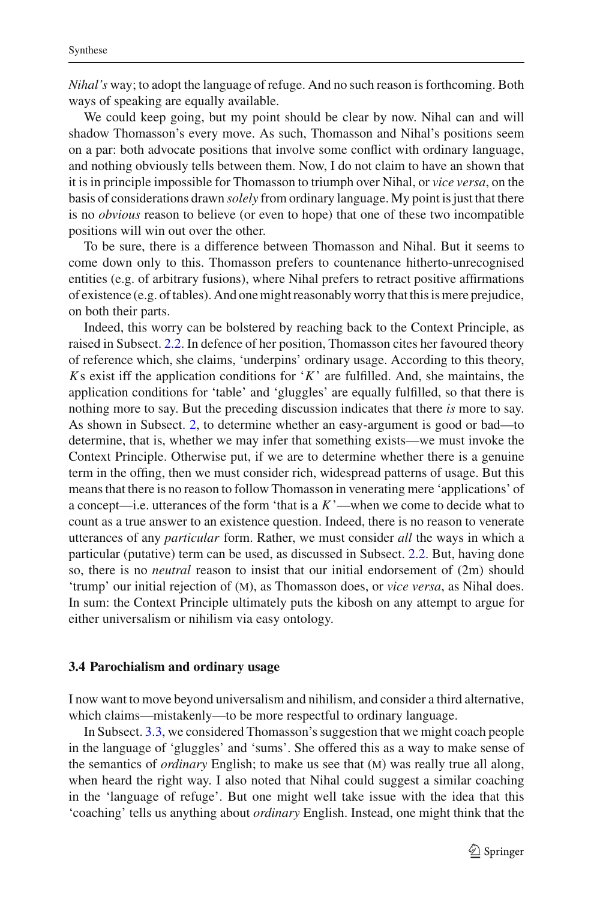*Nihal's* way; to adopt the language of refuge. And no such reason is forthcoming. Both ways of speaking are equally available.

We could keep going, but my point should be clear by now. Nihal can and will shadow Thomasson's every move. As such, Thomasson and Nihal's positions seem on a par: both advocate positions that involve some conflict with ordinary language, and nothing obviously tells between them. Now, I do not claim to have an shown that it is in principle impossible for Thomasson to triumph over Nihal, or *vice versa*, on the basis of considerations drawn *solely* from ordinary language. My point is just that there is no *obvious* reason to believe (or even to hope) that one of these two incompatible positions will win out over the other.

To be sure, there is a difference between Thomasson and Nihal. But it seems to come down only to this. Thomasson prefers to countenance hitherto-unrecognised entities (e.g. of arbitrary fusions), where Nihal prefers to retract positive affirmations of existence (e.g. of tables). And one might reasonably worry that this is mere prejudice, on both their parts.

Indeed, this worry can be bolstered by reaching back to the Context Principle, as raised in Subsect. 2.2. In defence of her position, Thomasson cites her favoured theory of reference which, she claims, 'underpins' ordinary usage. According to this theory, $K$s exist iff the application conditions for '$K$' are fulfilled. And, she maintains, the application conditions for 'table' and 'gluggles' are equally fulfilled, so that there is nothing more to say. But the preceding discussion indicates that there *is* more to say. As shown in Subsect. 2, to determine whether an easy-argument is good or bad—to determine, that is, whether we may infer that something exists—we must invoke the Context Principle. Otherwise put, if we are to determine whether there is a genuine term in the offing, then we must consider rich, widespread patterns of usage. But this means that there is no reason to follow Thomasson in venerating mere 'applications' of a concept—i.e. utterances of the form 'that is a $K$'—when we come to decide what to count as a true answer to an existence question. Indeed, there is no reason to venerate utterances of any *particular* form. Rather, we must consider *all* the ways in which a particular (putative) term can be used, as discussed in Subsect. 2.2. But, having done so, there is no *neutral* reason to insist that our initial endorsement of (2m) should 'trump' our initial rejection of (M), as Thomasson does, or *vice versa*, as Nihal does. In sum: the Context Principle ultimately puts the kibosh on any attempt to argue for either universalism or nihilism via easy ontology.

### 3.4 Parochialism and ordinary usage

I now want to move beyond universalism and nihilism, and consider a third alternative, which claims—mistakenly—to be more respectful to ordinary language.

In Subsect. 3.3, we considered Thomasson's suggestion that we might coach people in the language of 'gluggles' and 'sums'. She offered this as a way to make sense of the semantics of *ordinary* English; to make us see that (M) was really true all along, when heard the right way. I also noted that Nihal could suggest a similar coaching in the 'language of refuge'. But one might well take issue with the idea that this 'coaching' tells us anything about *ordinary* English. Instead, one might think that the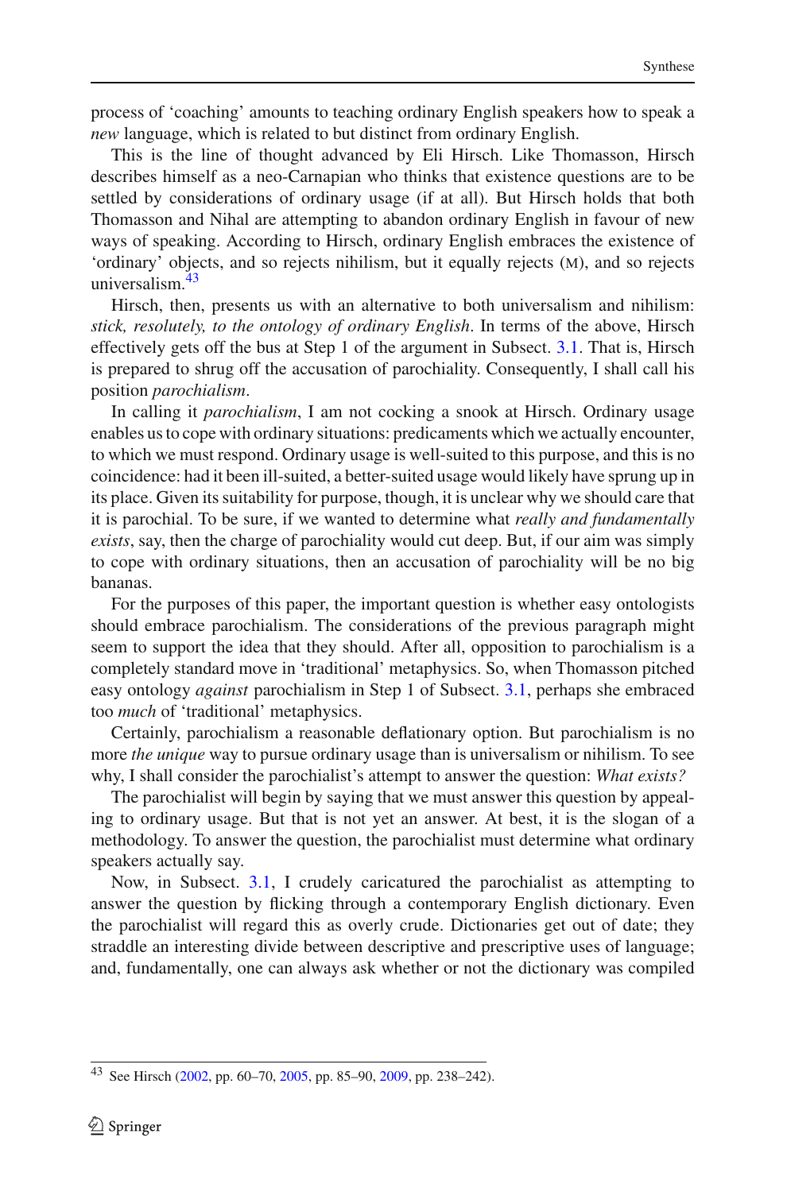process of 'coaching' amounts to teaching ordinary English speakers how to speak a *new* language, which is related to but distinct from ordinary English.

This is the line of thought advanced by Eli Hirsch. Like Thomasson, Hirsch describes himself as a neo-Carnapian who thinks that existence questions are to be settled by considerations of ordinary usage (if at all). But Hirsch holds that both Thomasson and Nihal are attempting to abandon ordinary English in favour of new ways of speaking. According to Hirsch, ordinary English embraces the existence of 'ordinary' objects, and so rejects nihilism, but it equally rejects (M), and so rejects universalism.[43]

Hirsch, then, presents us with an alternative to both universalism and nihilism: *stick, resolutely, to the ontology of ordinary English*. In terms of the above, Hirsch effectively gets off the bus at Step 1 of the argument in Subsect. 3.1. That is, Hirsch is prepared to shrug off the accusation of parochiality. Consequently, I shall call his position *parochialism*.

In calling it *parochialism*, I am not cocking a snook at Hirsch. Ordinary usage enables us to cope with ordinary situations: predicaments which we actually encounter, to which we must respond. Ordinary usage is well-suited to this purpose, and this is no coincidence: had it been ill-suited, a better-suited usage would likely have sprung up in its place. Given its suitability for purpose, though, it is unclear why we should care that it is parochial. To be sure, if we wanted to determine what *really and fundamentally exists*, say, then the charge of parochiality would cut deep. But, if our aim was simply to cope with ordinary situations, then an accusation of parochiality will be no big bananas.

For the purposes of this paper, the important question is whether easy ontologists should embrace parochialism. The considerations of the previous paragraph might seem to support the idea that they should. After all, opposition to parochialism is a completely standard move in 'traditional' metaphysics. So, when Thomasson pitched easy ontology *against* parochialism in Step 1 of Subsect. 3.1, perhaps she embraced too *much* of 'traditional' metaphysics.

Certainly, parochialism a reasonable deflationary option. But parochialism is no more *the unique* way to pursue ordinary usage than is universalism or nihilism. To see why, I shall consider the parochialist's attempt to answer the question: *What exists?*

The parochialist will begin by saying that we must answer this question by appealing to ordinary usage. But that is not yet an answer. At best, it is the slogan of a methodology. To answer the question, the parochialist must determine what ordinary speakers actually say.

Now, in Subsect. 3.1, I crudely caricatured the parochialist as attempting to answer the question by flicking through a contemporary English dictionary. Even the parochialist will regard this as overly crude. Dictionaries get out of date; they straddle an interesting divide between descriptive and prescriptive uses of language; and, fundamentally, one can always ask whether or not the dictionary was compiled

[43] See Hirsch (2002, pp. 60–70, 2005, pp. 85–90, 2009, pp. 238–242).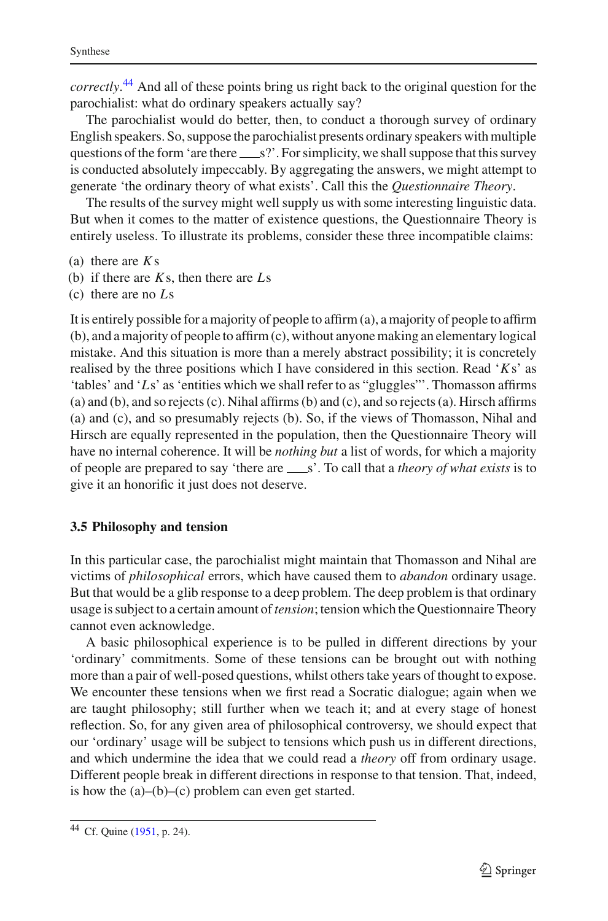*correctly*.[44] And all of these points bring us right back to the original question for the parochialist: what do ordinary speakers actually say?

The parochialist would do better, then, to conduct a thorough survey of ordinary English speakers. So, suppose the parochialist presents ordinary speakers with multiple questions of the form 'are there ___s?'. For simplicity, we shall suppose that this survey is conducted absolutely impeccably. By aggregating the answers, we might attempt to generate 'the ordinary theory of what exists'. Call this the *Questionnaire Theory*.

The results of the survey might well supply us with some interesting linguistic data. But when it comes to the matter of existence questions, the Questionnaire Theory is entirely useless. To illustrate its problems, consider these three incompatible claims:

(a) there are $K$s
(b) if there are $K$s, then there are $L$s
(c) there are no $L$s

It is entirely possible for a majority of people to affirm (a), a majority of people to affirm (b), and a majority of people to affirm (c), without anyone making an elementary logical mistake. And this situation is more than a merely abstract possibility; it is concretely realised by the three positions which I have considered in this section. Read '$K$s' as 'tables' and '$L$s' as 'entities which we shall refer to as "gluggles"'. Thomasson affirms (a) and (b), and so rejects (c). Nihal affirms (b) and (c), and so rejects (a). Hirsch affirms (a) and (c), and so presumably rejects (b). So, if the views of Thomasson, Nihal and Hirsch are equally represented in the population, then the Questionnaire Theory will have no internal coherence. It will be *nothing but* a list of words, for which a majority of people are prepared to say 'there are ___s'. To call that a *theory of what exists* is to give it an honorific it just does not deserve.

### 3.5 Philosophy and tension

In this particular case, the parochialist might maintain that Thomasson and Nihal are victims of *philosophical* errors, which have caused them to *abandon* ordinary usage. But that would be a glib response to a deep problem. The deep problem is that ordinary usage is subject to a certain amount of *tension*; tension which the Questionnaire Theory cannot even acknowledge.

A basic philosophical experience is to be pulled in different directions by your 'ordinary' commitments. Some of these tensions can be brought out with nothing more than a pair of well-posed questions, whilst others take years of thought to expose. We encounter these tensions when we first read a Socratic dialogue; again when we are taught philosophy; still further when we teach it; and at every stage of honest reflection. So, for any given area of philosophical controversy, we should expect that our 'ordinary' usage will be subject to tensions which push us in different directions, and which undermine the idea that we could read a *theory* off from ordinary usage. Different people break in different directions in response to that tension. That, indeed, is how the (a)–(b)–(c) problem can even get started.

[44] Cf. Quine (1951, p. 24).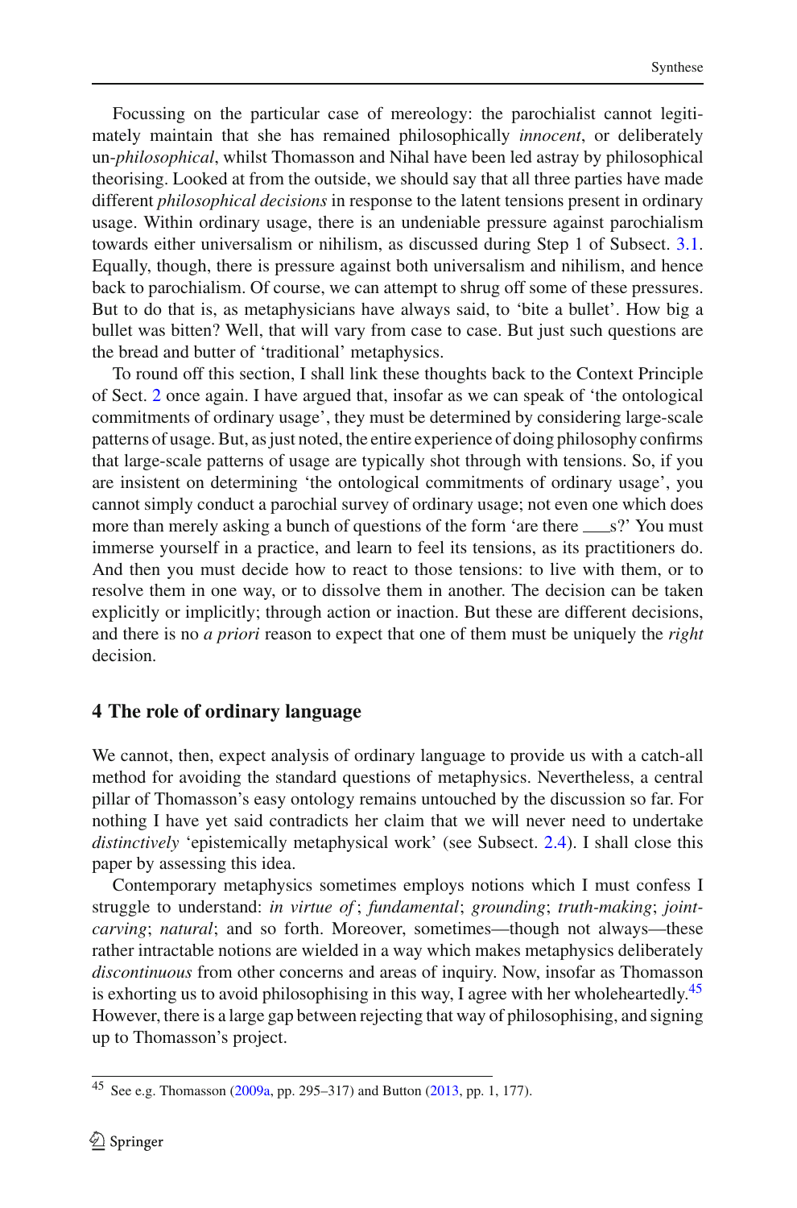Focussing on the particular case of mereology: the parochialist cannot legitimately maintain that she has remained philosophically *innocent*, or deliberately un-*philosophical*, whilst Thomasson and Nihal have been led astray by philosophical theorising. Looked at from the outside, we should say that all three parties have made different *philosophical decisions* in response to the latent tensions present in ordinary usage. Within ordinary usage, there is an undeniable pressure against parochialism towards either universalism or nihilism, as discussed during Step 1 of Subsect. 3.1. Equally, though, there is pressure against both universalism and nihilism, and hence back to parochialism. Of course, we can attempt to shrug off some of these pressures. But to do that is, as metaphysicians have always said, to 'bite a bullet'. How big a bullet was bitten? Well, that will vary from case to case. But just such questions are the bread and butter of 'traditional' metaphysics.

To round off this section, I shall link these thoughts back to the Context Principle of Sect. 2 once again. I have argued that, insofar as we can speak of 'the ontological commitments of ordinary usage', they must be determined by considering large-scale patterns of usage. But, as just noted, the entire experience of doing philosophy confirms that large-scale patterns of usage are typically shot through with tensions. So, if you are insistent on determining 'the ontological commitments of ordinary usage', you cannot simply conduct a parochial survey of ordinary usage; not even one which does more than merely asking a bunch of questions of the form 'are there \_\_\_s?' You must immerse yourself in a practice, and learn to feel its tensions, as its practitioners do. And then you must decide how to react to those tensions: to live with them, or to resolve them in one way, or to dissolve them in another. The decision can be taken explicitly or implicitly; through action or inaction. But these are different decisions, and there is no *a priori* reason to expect that one of them must be uniquely the *right* decision.

## 4 The role of ordinary language

We cannot, then, expect analysis of ordinary language to provide us with a catch-all method for avoiding the standard questions of metaphysics. Nevertheless, a central pillar of Thomasson's easy ontology remains untouched by the discussion so far. For nothing I have yet said contradicts her claim that we will never need to undertake *distinctively* 'epistemically metaphysical work' (see Subsect. 2.4). I shall close this paper by assessing this idea.

Contemporary metaphysics sometimes employs notions which I must confess I struggle to understand: *in virtue of*; *fundamental*; *grounding*; *truth-making*; *joint-carving*; *natural*; and so forth. Moreover, sometimes—though not always—these rather intractable notions are wielded in a way which makes metaphysics deliberately *discontinuous* from other concerns and areas of inquiry. Now, insofar as Thomasson is exhorting us to avoid philosophising in this way, I agree with her wholeheartedly.[45] However, there is a large gap between rejecting that way of philosophising, and signing up to Thomasson's project.

[45] See e.g. Thomasson (2009a, pp. 295–317) and Button (2013, pp. 1, 177).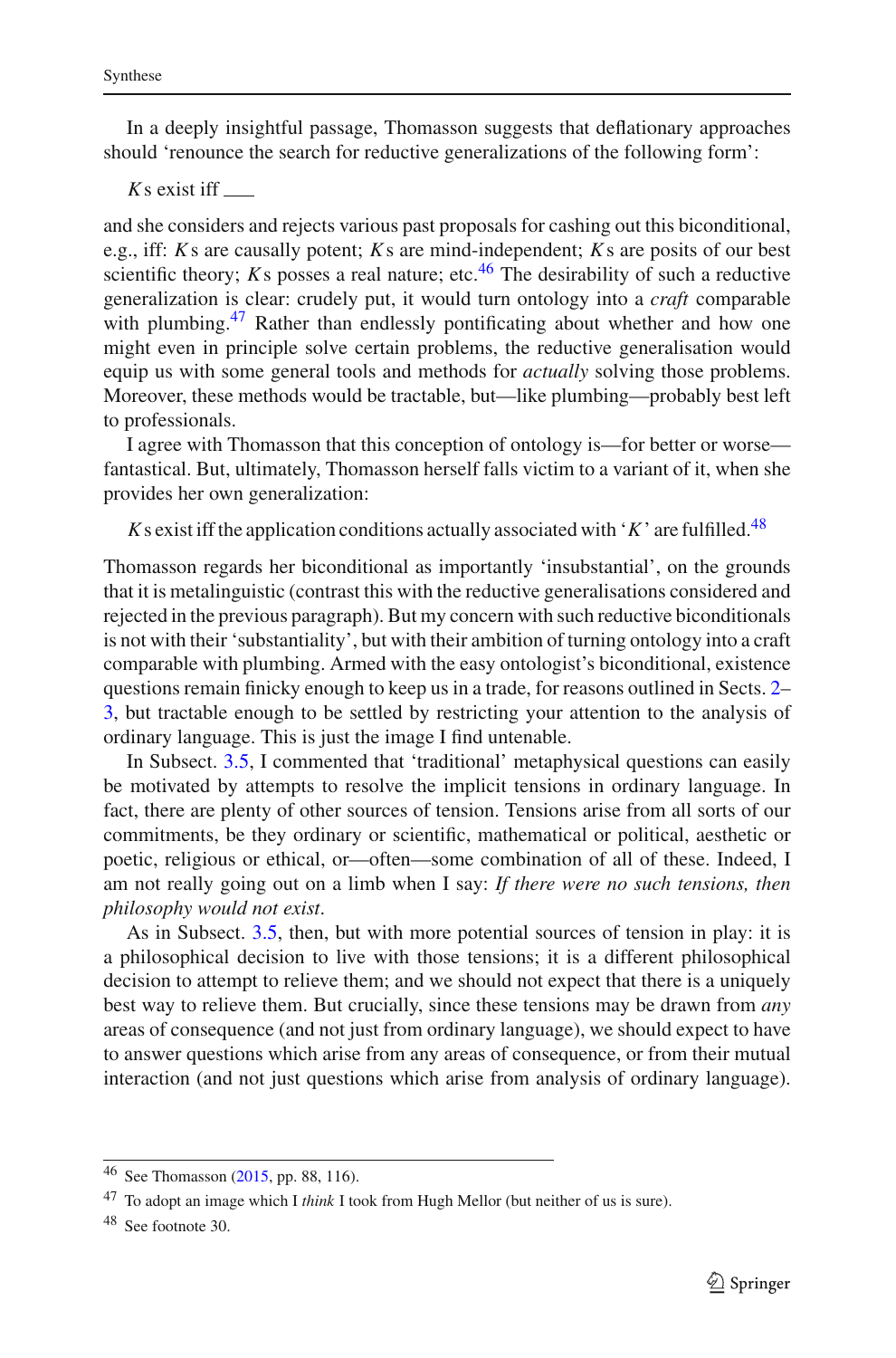In a deeply insightful passage, Thomasson suggests that deflationary approaches should 'renounce the search for reductive generalizations of the following form':

$K$s exist iff ___

and she considers and rejects various past proposals for cashing out this biconditional, e.g., iff: $K$s are causally potent; $K$s are mind-independent; $K$s are posits of our best scientific theory; $K$s posses a real nature; etc.[46] The desirability of such a reductive generalization is clear: crudely put, it would turn ontology into a *craft* comparable with plumbing.[47] Rather than endlessly pontificating about whether and how one might even in principle solve certain problems, the reductive generalisation would equip us with some general tools and methods for *actually* solving those problems. Moreover, these methods would be tractable, but—like plumbing—probably best left to professionals.

I agree with Thomasson that this conception of ontology is—for better or worse—fantastical. But, ultimately, Thomasson herself falls victim to a variant of it, when she provides her own generalization:

$K$s exist iff the application conditions actually associated with '$K$' are fulfilled.[48]

Thomasson regards her biconditional as importantly 'insubstantial', on the grounds that it is metalinguistic (contrast this with the reductive generalisations considered and rejected in the previous paragraph). But my concern with such reductive biconditionals is not with their 'substantiality', but with their ambition of turning ontology into a craft comparable with plumbing. Armed with the easy ontologist's biconditional, existence questions remain finicky enough to keep us in a trade, for reasons outlined in Sects. 2–3, but tractable enough to be settled by restricting your attention to the analysis of ordinary language. This is just the image I find untenable.

In Subsect. 3.5, I commented that 'traditional' metaphysical questions can easily be motivated by attempts to resolve the implicit tensions in ordinary language. In fact, there are plenty of other sources of tension. Tensions arise from all sorts of our commitments, be they ordinary or scientific, mathematical or political, aesthetic or poetic, religious or ethical, or—often—some combination of all of these. Indeed, I am not really going out on a limb when I say: *If there were no such tensions, then philosophy would not exist*.

As in Subsect. 3.5, then, but with more potential sources of tension in play: it is a philosophical decision to live with those tensions; it is a different philosophical decision to attempt to relieve them; and we should not expect that there is a uniquely best way to relieve them. But crucially, since these tensions may be drawn from *any* areas of consequence (and not just from ordinary language), we should expect to have to answer questions which arise from any areas of consequence, or from their mutual interaction (and not just questions which arise from analysis of ordinary language).

---

[46] See Thomasson (2015, pp. 88, 116).

[47] To adopt an image which I *think* I took from Hugh Mellor (but neither of us is sure).

[48] See footnote 30.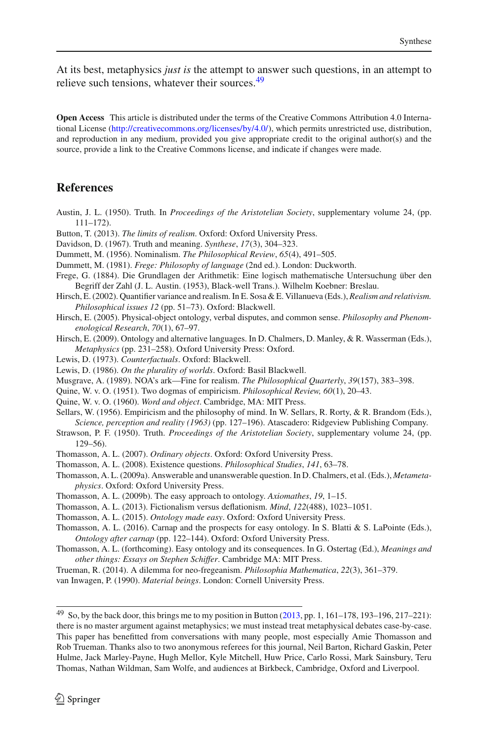At its best, metaphysics *just is* the attempt to answer such questions, in an attempt to relieve such tensions, whatever their sources.[49]

**Open Access** This article is distributed under the terms of the Creative Commons Attribution 4.0 International License (http://creativecommons.org/licenses/by/4.0/), which permits unrestricted use, distribution, and reproduction in any medium, provided you give appropriate credit to the original author(s) and the source, provide a link to the Creative Commons license, and indicate if changes were made.

## References

Austin, J. L. (1950). Truth. In *Proceedings of the Aristotelian Society*, supplementary volume 24, (pp. 111–172).

Button, T. (2013). *The limits of realism*. Oxford: Oxford University Press.

Davidson, D. (1967). Truth and meaning. *Synthese*, *17*(3), 304–323.

Dummett, M. (1956). Nominalism. *The Philosophical Review*, *65*(4), 491–505.

Dummett, M. (1981). *Frege: Philosophy of language* (2nd ed.). London: Duckworth.

Frege, G. (1884). Die Grundlagen der Arithmetik: Eine logisch mathematische Untersuchung über den Begriff der Zahl (J. L. Austin. (1953), Black-well Trans.). Wilhelm Koebner: Breslau.

Hirsch, E. (2002). Quantifier variance and realism. In E. Sosa & E. Villanueva (Eds.), *Realism and relativism. Philosophical issues 12* (pp. 51–73). Oxford: Blackwell.

Hirsch, E. (2005). Physical-object ontology, verbal disputes, and common sense. *Philosophy and Phenomenological Research*, *70*(1), 67–97.

Hirsch, E. (2009). Ontology and alternative languages. In D. Chalmers, D. Manley, & R. Wasserman (Eds.), *Metaphysics* (pp. 231–258). Oxford University Press: Oxford.

Lewis, D. (1973). *Counterfactuals*. Oxford: Blackwell.

Lewis, D. (1986). *On the plurality of worlds*. Oxford: Basil Blackwell.

Musgrave, A. (1989). NOA's ark—Fine for realism. *The Philosophical Quarterly*, *39*(157), 383–398.

Quine, W. v. O. (1951). Two dogmas of empiricism. *Philosophical Review, 60*(1), 20–43.

Quine, W. v. O. (1960). *Word and object*. Cambridge, MA: MIT Press.

Sellars, W. (1956). Empiricism and the philosophy of mind. In W. Sellars, R. Rorty, & R. Brandom (Eds.), *Science, perception and reality (1963)* (pp. 127–196). Atascadero: Ridgeview Publishing Company.

Strawson, P. F. (1950). Truth. *Proceedings of the Aristotelian Society*, supplementary volume 24, (pp. 129–56).

Thomasson, A. L. (2007). *Ordinary objects*. Oxford: Oxford University Press.

Thomasson, A. L. (2008). Existence questions. *Philosophical Studies*, *141*, 63–78.

Thomasson, A. L. (2009a). Answerable and unanswerable question. In D. Chalmers, et al. (Eds.), *Metametaphysics*. Oxford: Oxford University Press.

Thomasson, A. L. (2009b). The easy approach to ontology. *Axiomathes*, *19*, 1–15.

Thomasson, A. L. (2013). Fictionalism versus deflationism. *Mind*, *122*(488), 1023–1051.

Thomasson, A. L. (2015). *Ontology made easy*. Oxford: Oxford University Press.

Thomasson, A. L. (2016). Carnap and the prospects for easy ontology. In S. Blatti & S. LaPointe (Eds.), *Ontology after carnap* (pp. 122–144). Oxford: Oxford University Press.

Thomasson, A. L. (forthcoming). Easy ontology and its consequences. In G. Ostertag (Ed.), *Meanings and other things: Essays on Stephen Schiffer*. Cambridge MA: MIT Press.

Trueman, R. (2014). A dilemma for neo-fregeanism. *Philosophia Mathematica*, *22*(3), 361–379.

van Inwagen, P. (1990). *Material beings*. London: Cornell University Press.

---

[49] So, by the back door, this brings me to my position in Button (2013, pp. 1, 161–178, 193–196, 217–221): there is no master argument against metaphysics; we must instead treat metaphysical debates case-by-case. This paper has benefitted from conversations with many people, most especially Amie Thomasson and Rob Trueman. Thanks also to two anonymous referees for this journal, Neil Barton, Richard Gaskin, Peter Hulme, Jack Marley-Payne, Hugh Mellor, Kyle Mitchell, Huw Price, Carlo Rossi, Mark Sainsbury, Teru Thomas, Nathan Wildman, Sam Wolfe, and audiences at Birkbeck, Cambridge, Oxford and Liverpool.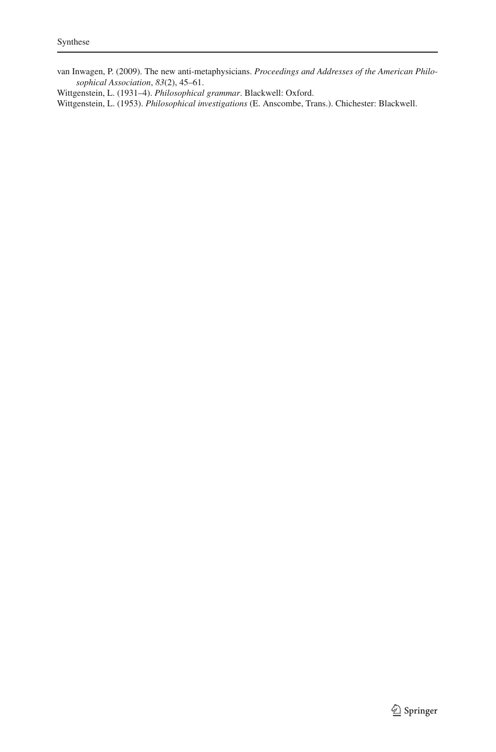van Inwagen, P. (2009). The new anti-metaphysicians. *Proceedings and Addresses of the American Philosophical Association*, *83*(2), 45–61.

Wittgenstein, L. (1931–4). *Philosophical grammar*. Blackwell: Oxford.

Wittgenstein, L. (1953). *Philosophical investigations* (E. Anscombe, Trans.). Chichester: Blackwell.